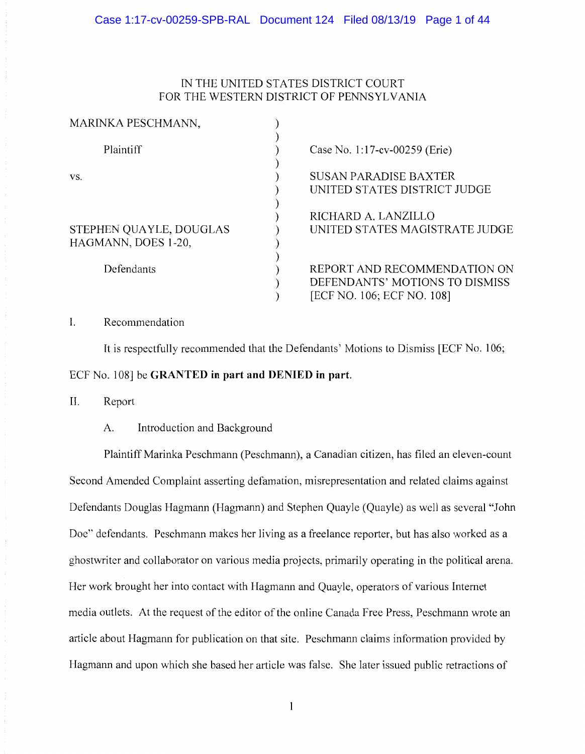IN THE UNITED STATES DISTRICT COURT
FOR THE WESTERN DISTRICT OF PENNSYLVANIA

| | | |
|---|---|---|
| MARINKA PESCHMANN,<br><br>Plaintiff<br><br>vs.<br><br>STEPHEN QUAYLE, DOUGLAS HAGMANN, DOES 1-20,<br><br>Defendants | ) | Case No. 1:17-cv-00259 (Erie)<br><br>SUSAN PARADISE BAXTER<br>UNITED STATES DISTRICT JUDGE<br><br>RICHARD A. LANZILLO<br>UNITED STATES MAGISTRATE JUDGE<br><br>REPORT AND RECOMMENDATION ON DEFENDANTS' MOTIONS TO DISMISS [ECF NO. 106; ECF NO. 108] |

I. Recommendation

It is respectfully recommended that the Defendants' Motions to Dismiss [ECF No. 106; ECF No. 108] be **GRANTED in part and DENIED in part.**

II. Report

A. Introduction and Background

Plaintiff Marinka Peschmann (Peschmann), a Canadian citizen, has filed an eleven-count Second Amended Complaint asserting defamation, misrepresentation and related claims against Defendants Douglas Hagmann (Hagmann) and Stephen Quayle (Quayle) as well as several "John Doe" defendants. Peschmann makes her living as a freelance reporter, but has also worked as a ghostwriter and collaborator on various media projects, primarily operating in the political arena. Her work brought her into contact with Hagmann and Quayle, operators of various Internet media outlets. At the request of the editor of the online Canada Free Press, Peschmann wrote an article about Hagmann for publication on that site. Peschmann claims information provided by Hagmann and upon which she based her article was false. She later issued public retractions of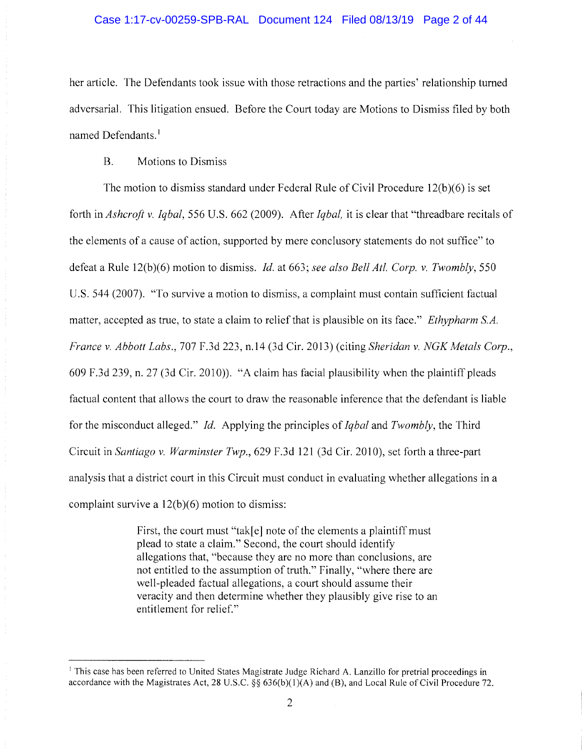her article. The Defendants took issue with those retractions and the parties' relationship turned adversarial. This litigation ensued. Before the Court today are Motions to Dismiss filed by both named Defendants.[1]

B. Motions to Dismiss

The motion to dismiss standard under Federal Rule of Civil Procedure 12(b)(6) is set forth in *Ashcroft v. Iqbal*, 556 U.S. 662 (2009). After *Iqbal*, it is clear that "threadbare recitals of the elements of a cause of action, supported by mere conclusory statements do not suffice" to defeat a Rule 12(b)(6) motion to dismiss. *Id.* at 663; *see also Bell Atl. Corp. v. Twombly*, 550 U.S. 544 (2007). "To survive a motion to dismiss, a complaint must contain sufficient factual matter, accepted as true, to state a claim to relief that is plausible on its face." *Ethypharm S.A. France v. Abbott Labs.*, 707 F.3d 223, n.14 (3d Cir. 2013) (citing *Sheridan v. NGK Metals Corp.*, 609 F.3d 239, n. 27 (3d Cir. 2010)). "A claim has facial plausibility when the plaintiff pleads factual content that allows the court to draw the reasonable inference that the defendant is liable for the misconduct alleged." *Id.* Applying the principles of *Iqbal* and *Twombly*, the Third Circuit in *Santiago v. Warminster Twp.*, 629 F.3d 121 (3d Cir. 2010), set forth a three-part analysis that a district court in this Circuit must conduct in evaluating whether allegations in a complaint survive a 12(b)(6) motion to dismiss:

> First, the court must "tak[e] note of the elements a plaintiff must plead to state a claim." Second, the court should identify allegations that, "because they are no more than conclusions, are not entitled to the assumption of truth." Finally, "where there are well-pleaded factual allegations, a court should assume their veracity and then determine whether they plausibly give rise to an entitlement for relief."

---

[1] This case has been referred to United States Magistrate Judge Richard A. Lanzillo for pretrial proceedings in accordance with the Magistrates Act, 28 U.S.C. §§ 636(b)(1)(A) and (B), and Local Rule of Civil Procedure 72.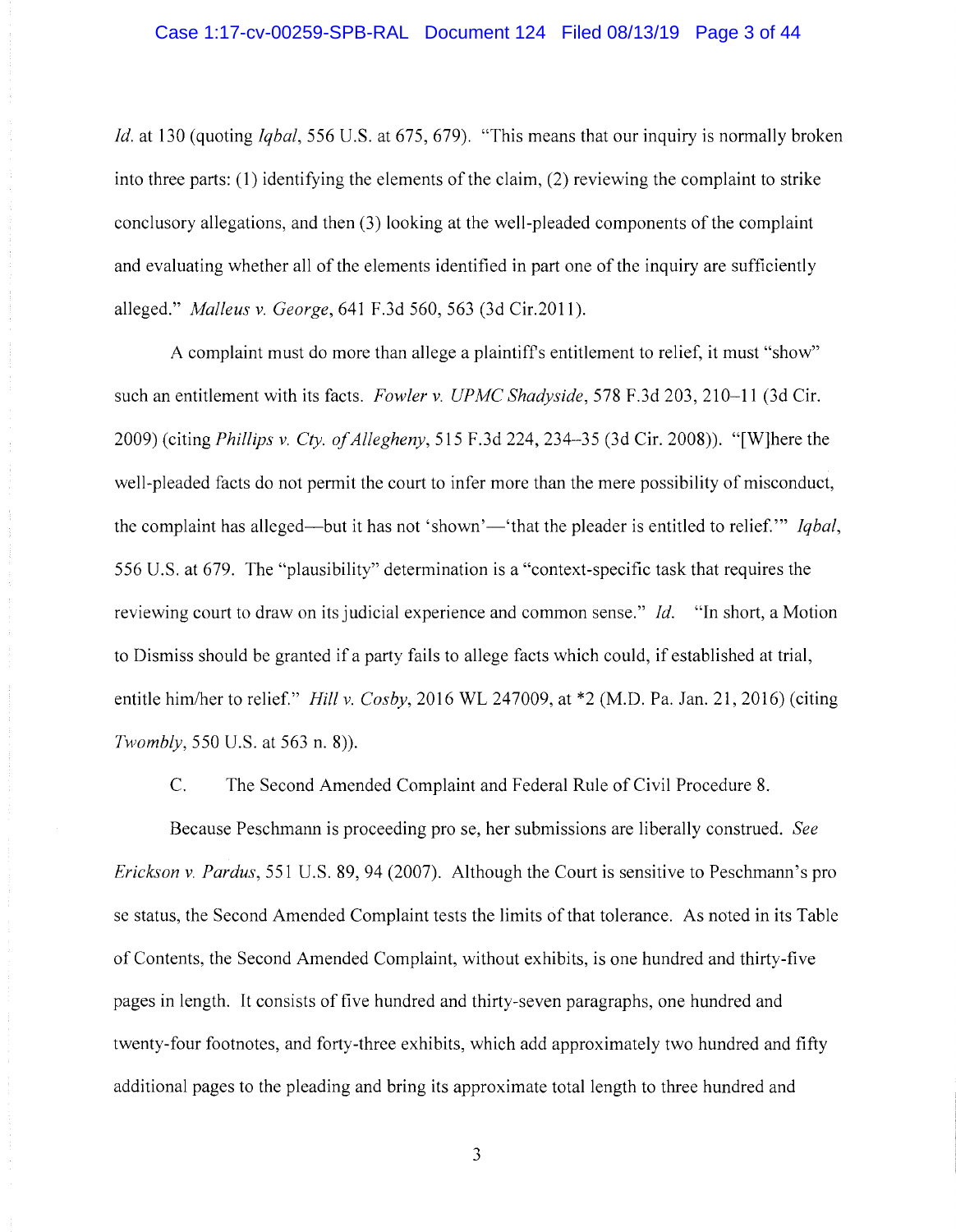*Id.* at 130 (quoting *Iqbal*, 556 U.S. at 675, 679). "This means that our inquiry is normally broken into three parts: (1) identifying the elements of the claim, (2) reviewing the complaint to strike conclusory allegations, and then (3) looking at the well-pleaded components of the complaint and evaluating whether all of the elements identified in part one of the inquiry are sufficiently alleged." *Malleus v. George*, 641 F.3d 560, 563 (3d Cir.2011).

A complaint must do more than allege a plaintiff's entitlement to relief, it must "show" such an entitlement with its facts. *Fowler v. UPMC Shadyside*, 578 F.3d 203, 210–11 (3d Cir. 2009) (citing *Phillips v. Cty. of Allegheny*, 515 F.3d 224, 234–35 (3d Cir. 2008)). "[W]here the well-pleaded facts do not permit the court to infer more than the mere possibility of misconduct, the complaint has alleged—but it has not 'shown'—'that the pleader is entitled to relief.'" *Iqbal*, 556 U.S. at 679. The "plausibility" determination is a "context-specific task that requires the reviewing court to draw on its judicial experience and common sense." *Id.* "In short, a Motion to Dismiss should be granted if a party fails to allege facts which could, if established at trial, entitle him/her to relief." *Hill v. Cosby*, 2016 WL 247009, at *2 (M.D. Pa. Jan. 21, 2016) (citing *Twombly*, 550 U.S. at 563 n. 8)).

C. The Second Amended Complaint and Federal Rule of Civil Procedure 8.

Because Peschmann is proceeding pro se, her submissions are liberally construed. *See Erickson v. Pardus*, 551 U.S. 89, 94 (2007). Although the Court is sensitive to Peschmann's pro se status, the Second Amended Complaint tests the limits of that tolerance. As noted in its Table of Contents, the Second Amended Complaint, without exhibits, is one hundred and thirty-five pages in length. It consists of five hundred and thirty-seven paragraphs, one hundred and twenty-four footnotes, and forty-three exhibits, which add approximately two hundred and fifty additional pages to the pleading and bring its approximate total length to three hundred and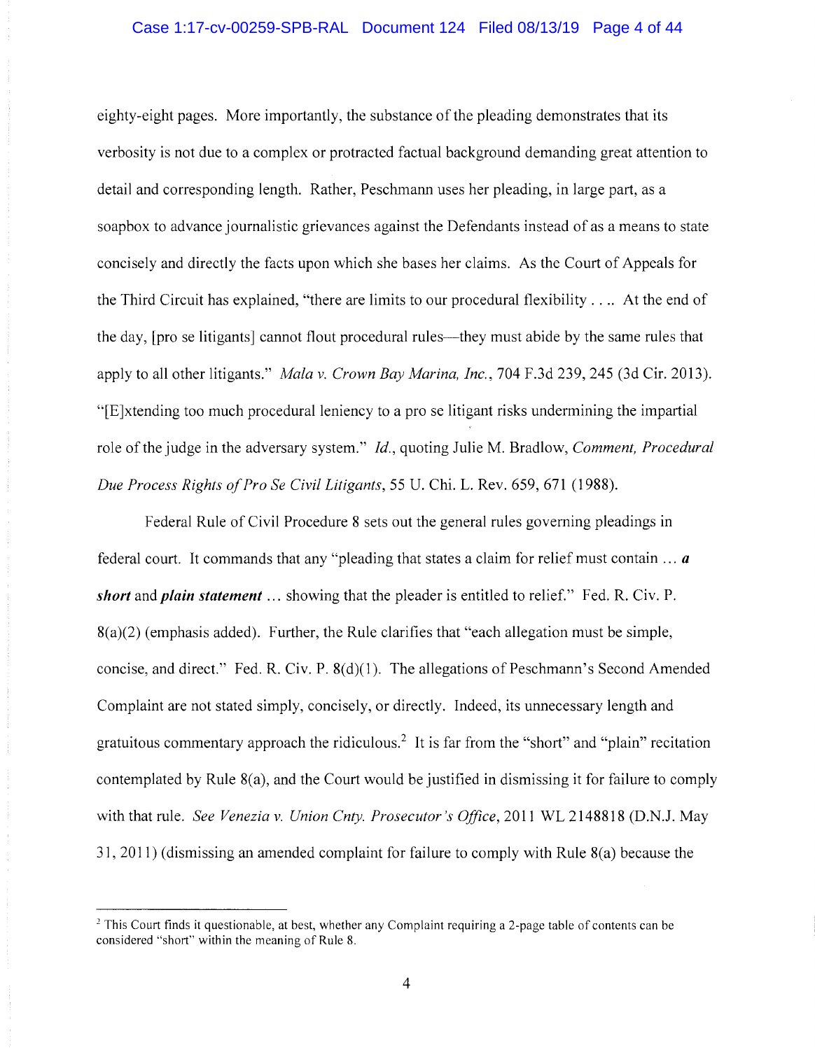eighty-eight pages. More importantly, the substance of the pleading demonstrates that its verbosity is not due to a complex or protracted factual background demanding great attention to detail and corresponding length. Rather, Peschmann uses her pleading, in large part, as a soapbox to advance journalistic grievances against the Defendants instead of as a means to state concisely and directly the facts upon which she bases her claims. As the Court of Appeals for the Third Circuit has explained, "there are limits to our procedural flexibility . . .. At the end of the day, [pro se litigants] cannot flout procedural rules—they must abide by the same rules that apply to all other litigants." *Mala v. Crown Bay Marina, Inc.*, 704 F.3d 239, 245 (3d Cir. 2013). "[E]xtending too much procedural leniency to a pro se litigant risks undermining the impartial role of the judge in the adversary system." *Id.*, quoting Julie M. Bradlow, *Comment, Procedural Due Process Rights of Pro Se Civil Litigants*, 55 U. Chi. L. Rev. 659, 671 (1988).

Federal Rule of Civil Procedure 8 sets out the general rules governing pleadings in federal court. It commands that any "pleading that states a claim for relief must contain … ***a short*** and ***plain statement*** … showing that the pleader is entitled to relief." Fed. R. Civ. P. 8(a)(2) (emphasis added). Further, the Rule clarifies that "each allegation must be simple, concise, and direct." Fed. R. Civ. P. 8(d)(1). The allegations of Peschmann's Second Amended Complaint are not stated simply, concisely, or directly. Indeed, its unnecessary length and gratuitous commentary approach the ridiculous.[2] It is far from the "short" and "plain" recitation contemplated by Rule 8(a), and the Court would be justified in dismissing it for failure to comply with that rule. *See Venezia v. Union Cnty. Prosecutor's Office*, 2011 WL 2148818 (D.N.J. May 31, 2011) (dismissing an amended complaint for failure to comply with Rule 8(a) because the

---

[2] This Court finds it questionable, at best, whether any Complaint requiring a 2-page table of contents can be considered "short" within the meaning of Rule 8.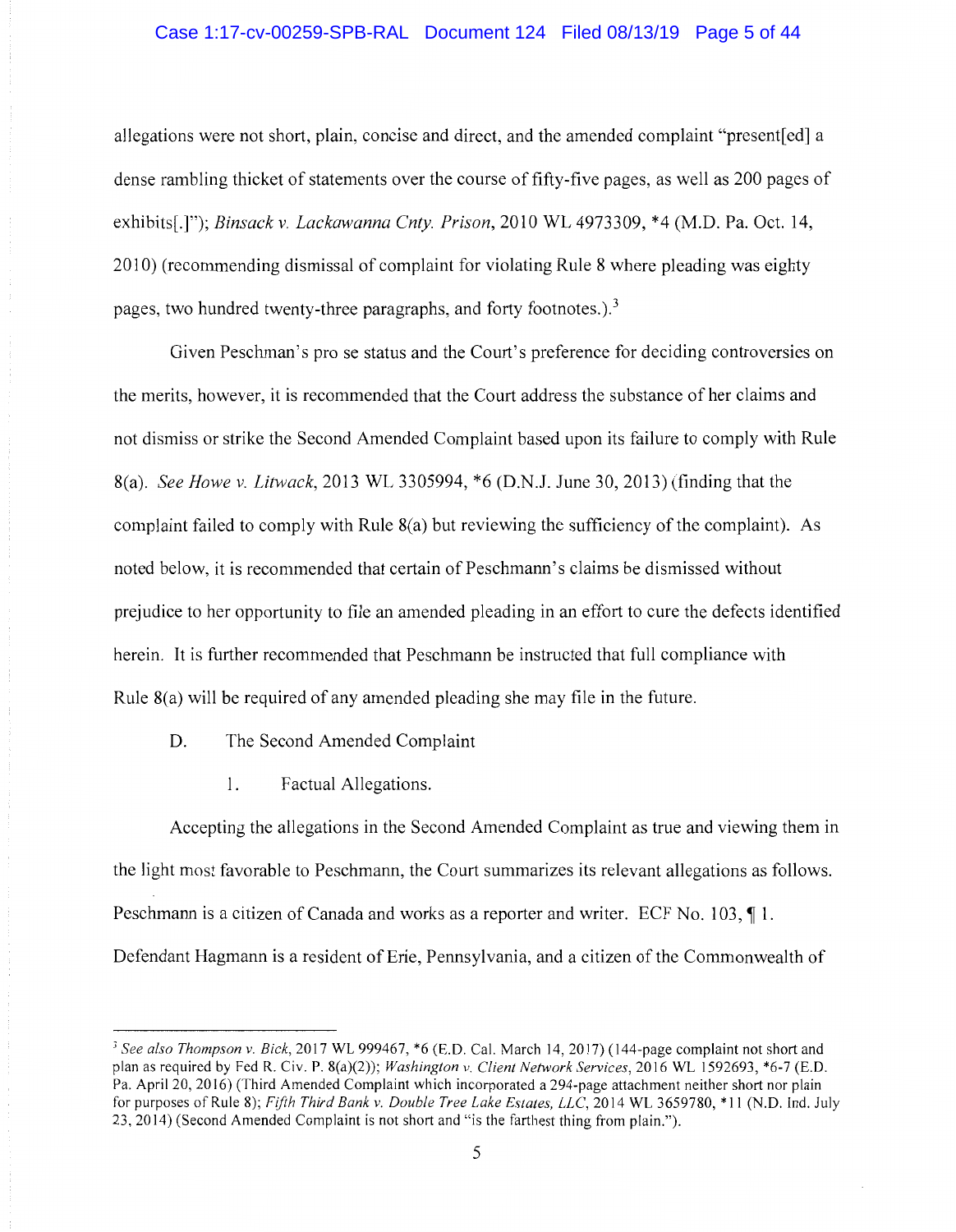allegations were not short, plain, concise and direct, and the amended complaint "present[ed] a dense rambling thicket of statements over the course of fifty-five pages, as well as 200 pages of exhibits[.]"); *Binsack v. Lackawanna Cnty. Prison*, 2010 WL 4973309, *4 (M.D. Pa. Oct. 14, 2010) (recommending dismissal of complaint for violating Rule 8 where pleading was eighty pages, two hundred twenty-three paragraphs, and forty footnotes.).[3]

Given Peschman's pro se status and the Court's preference for deciding controversies on the merits, however, it is recommended that the Court address the substance of her claims and not dismiss or strike the Second Amended Complaint based upon its failure to comply with Rule 8(a). *See Howe v. Litwack*, 2013 WL 3305994, *6 (D.N.J. June 30, 2013) (finding that the complaint failed to comply with Rule 8(a) but reviewing the sufficiency of the complaint). As noted below, it is recommended that certain of Peschmann's claims be dismissed without prejudice to her opportunity to file an amended pleading in an effort to cure the defects identified herein. It is further recommended that Peschmann be instructed that full compliance with Rule 8(a) will be required of any amended pleading she may file in the future.

D. The Second Amended Complaint

1. Factual Allegations.

Accepting the allegations in the Second Amended Complaint as true and viewing them in the light most favorable to Peschmann, the Court summarizes its relevant allegations as follows. Peschmann is a citizen of Canada and works as a reporter and writer. ECF No. 103, ¶ 1. Defendant Hagmann is a resident of Erie, Pennsylvania, and a citizen of the Commonwealth of

---

[3] *See also Thompson v. Bick*, 2017 WL 999467, *6 (E.D. Cal. March 14, 2017) (144-page complaint not short and plan as required by Fed R. Civ. P. 8(a)(2)); *Washington v. Client Network Services*, 2016 WL 1592693, *6-7 (E.D. Pa. April 20, 2016) (Third Amended Complaint which incorporated a 294-page attachment neither short nor plain for purposes of Rule 8); *Fifth Third Bank v. Double Tree Lake Estates, LLC*, 2014 WL 3659780, *11 (N.D. Ind. July 23, 2014) (Second Amended Complaint is not short and "is the farthest thing from plain.").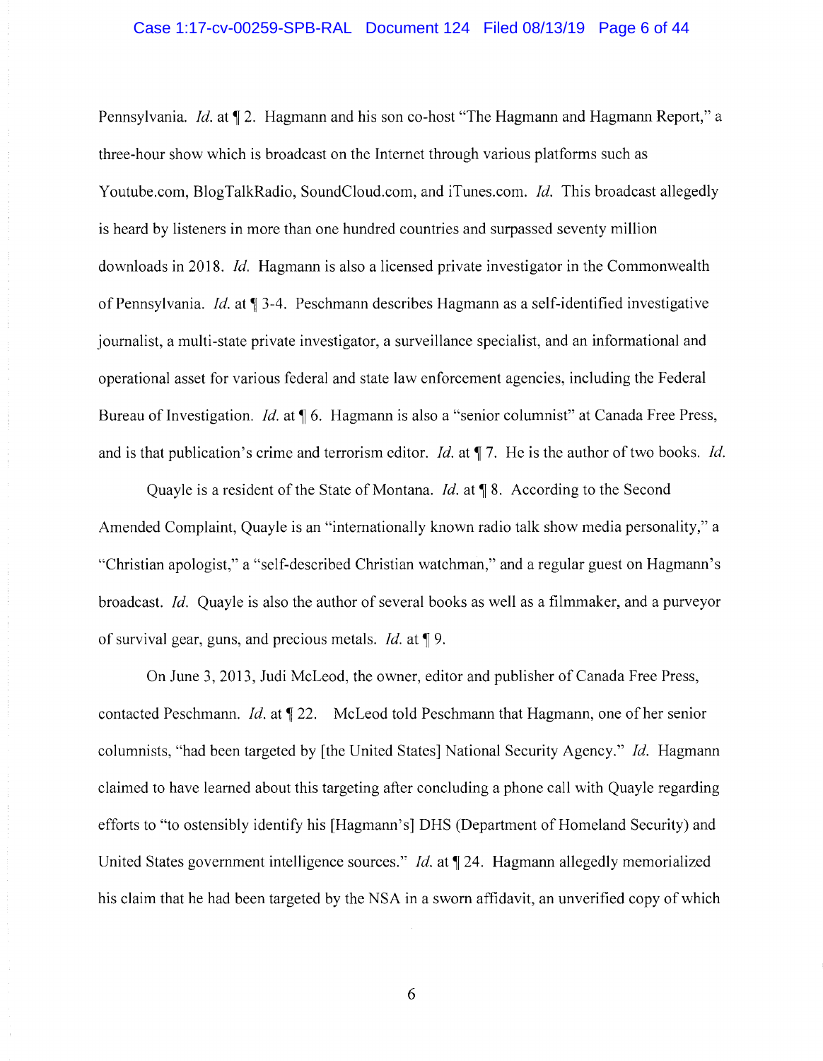Pennsylvania. *Id.* at ¶ 2. Hagmann and his son co-host "The Hagmann and Hagmann Report," a three-hour show which is broadcast on the Internet through various platforms such as Youtube.com, BlogTalkRadio, SoundCloud.com, and iTunes.com. *Id.* This broadcast allegedly is heard by listeners in more than one hundred countries and surpassed seventy million downloads in 2018. *Id.* Hagmann is also a licensed private investigator in the Commonwealth of Pennsylvania. *Id.* at ¶ 3-4. Peschmann describes Hagmann as a self-identified investigative journalist, a multi-state private investigator, a surveillance specialist, and an informational and operational asset for various federal and state law enforcement agencies, including the Federal Bureau of Investigation. *Id.* at ¶ 6. Hagmann is also a "senior columnist" at Canada Free Press, and is that publication's crime and terrorism editor. *Id.* at ¶ 7. He is the author of two books. *Id.*

Quayle is a resident of the State of Montana. *Id.* at ¶ 8. According to the Second Amended Complaint, Quayle is an "internationally known radio talk show media personality," a "Christian apologist," a "self-described Christian watchman," and a regular guest on Hagmann's broadcast. *Id.* Quayle is also the author of several books as well as a filmmaker, and a purveyor of survival gear, guns, and precious metals. *Id.* at ¶ 9.

On June 3, 2013, Judi McLeod, the owner, editor and publisher of Canada Free Press, contacted Peschmann. *Id.* at ¶ 22. McLeod told Peschmann that Hagmann, one of her senior columnists, "had been targeted by [the United States] National Security Agency." *Id.* Hagmann claimed to have learned about this targeting after concluding a phone call with Quayle regarding efforts to "to ostensibly identify his [Hagmann's] DHS (Department of Homeland Security) and United States government intelligence sources." *Id.* at ¶ 24. Hagmann allegedly memorialized his claim that he had been targeted by the NSA in a sworn affidavit, an unverified copy of which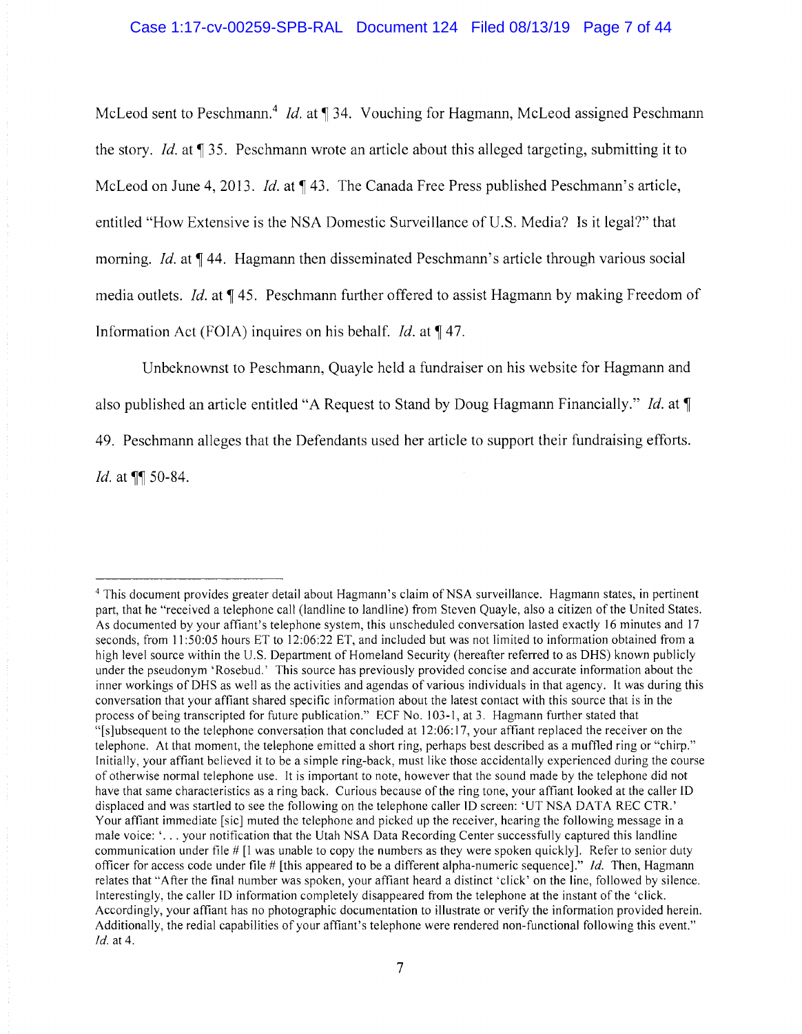McLeod sent to Peschmann.[4] *Id.* at ¶ 34. Vouching for Hagmann, McLeod assigned Peschmann the story. *Id.* at ¶ 35. Peschmann wrote an article about this alleged targeting, submitting it to McLeod on June 4, 2013. *Id.* at ¶ 43. The Canada Free Press published Peschmann's article, entitled "How Extensive is the NSA Domestic Surveillance of U.S. Media? Is it legal?" that morning. *Id.* at ¶ 44. Hagmann then disseminated Peschmann's article through various social media outlets. *Id.* at ¶ 45. Peschmann further offered to assist Hagmann by making Freedom of Information Act (FOIA) inquires on his behalf. *Id.* at ¶ 47.

Unbeknownst to Peschmann, Quayle held a fundraiser on his website for Hagmann and also published an article entitled "A Request to Stand by Doug Hagmann Financially." *Id.* at ¶ 49. Peschmann alleges that the Defendants used her article to support their fundraising efforts. *Id.* at ¶¶ 50-84.

---

[4] This document provides greater detail about Hagmann's claim of NSA surveillance. Hagmann states, in pertinent part, that he "received a telephone call (landline to landline) from Steven Quayle, also a citizen of the United States. As documented by your affiant's telephone system, this unscheduled conversation lasted exactly 16 minutes and 17 seconds, from 11:50:05 hours ET to 12:06:22 ET, and included but was not limited to information obtained from a high level source within the U.S. Department of Homeland Security (hereafter referred to as DHS) known publicly under the pseudonym 'Rosebud.' This source has previously provided concise and accurate information about the inner workings of DHS as well as the activities and agendas of various individuals in that agency. It was during this conversation that your affiant shared specific information about the latest contact with this source that is in the process of being transcribed for future publication." ECF No. 103-1, at 3. Hagmann further stated that "[s]ubsequent to the telephone conversation that concluded at 12:06:17, your affiant replaced the receiver on the telephone. At that moment, the telephone emitted a short ring, perhaps best described as a muffled ring or "chirp." Initially, your affiant believed it to be a simple ring-back, must like those accidentally experienced during the course of otherwise normal telephone use. It is important to note, however that the sound made by the telephone did not have that same characteristics as a ring back. Curious because of the ring tone, your affiant looked at the caller ID displaced and was startled to see the following on the telephone caller ID screen: 'UT NSA DATA REC CTR.' Your affiant immediate [sic] muted the telephone and picked up the receiver, hearing the following message in a male voice: '. . . your notification that the Utah NSA Data Recording Center successfully captured this landline communication under file # [I was unable to copy the numbers as they were spoken quickly]. Refer to senior duty officer for access code under file # [this appeared to be a different alpha-numeric sequence]." *Id.* Then, Hagmann relates that "After the final number was spoken, your affiant heard a distinct 'click' on the line, followed by silence. Interestingly, the caller ID information completely disappeared from the telephone at the instant of the 'click. Accordingly, your affiant has no photographic documentation to illustrate or verify the information provided herein. Additionally, the redial capabilities of your affiant's telephone were rendered non-functional following this event." *Id.* at 4.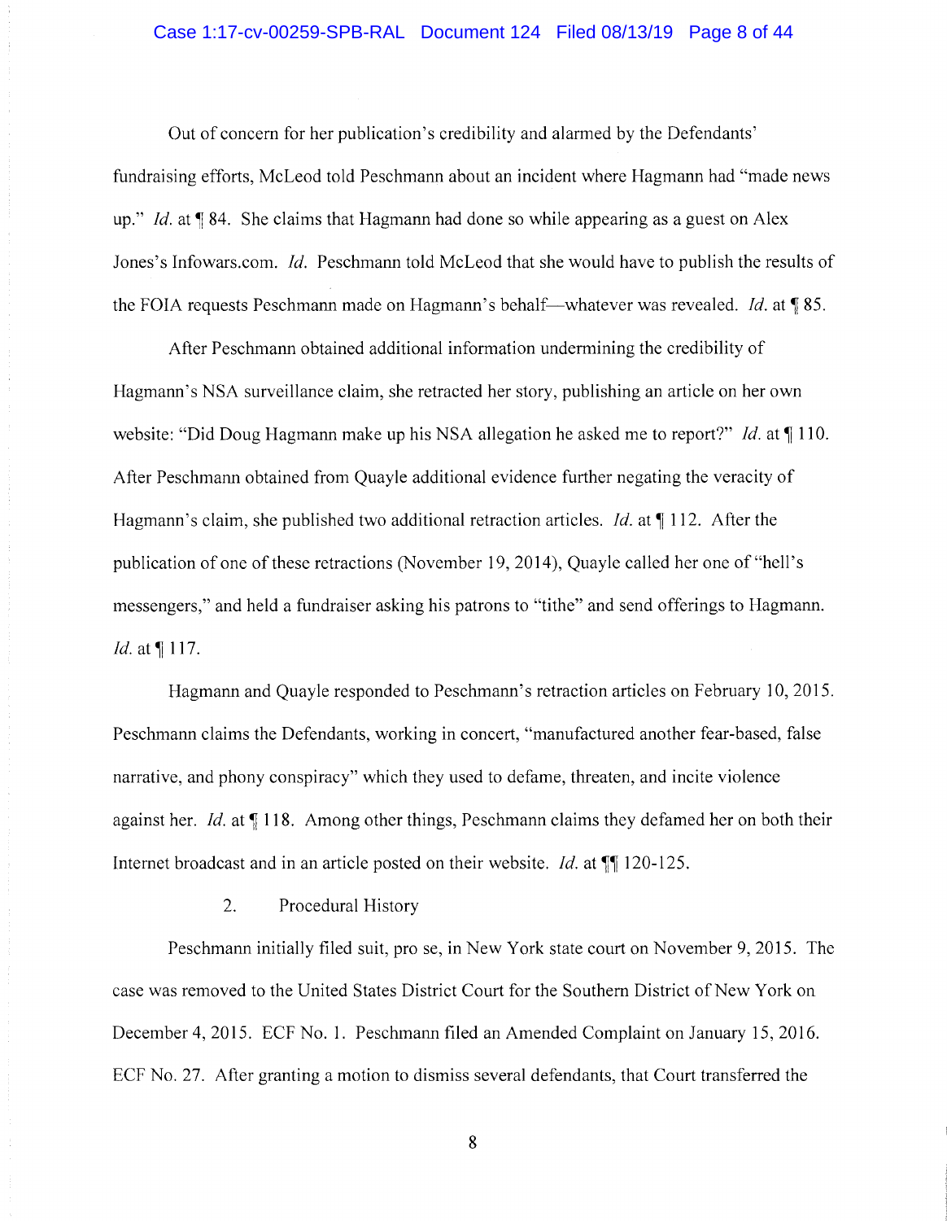Out of concern for her publication's credibility and alarmed by the Defendants' fundraising efforts, McLeod told Peschmann about an incident where Hagmann had "made news up." *Id.* at ¶ 84. She claims that Hagmann had done so while appearing as a guest on Alex Jones's Infowars.com. *Id.* Peschmann told McLeod that she would have to publish the results of the FOIA requests Peschmann made on Hagmann's behalf—whatever was revealed. *Id.* at ¶ 85.

After Peschmann obtained additional information undermining the credibility of Hagmann's NSA surveillance claim, she retracted her story, publishing an article on her own website: "Did Doug Hagmann make up his NSA allegation he asked me to report?" *Id.* at ¶ 110. After Peschmann obtained from Quayle additional evidence further negating the veracity of Hagmann's claim, she published two additional retraction articles. *Id.* at ¶ 112. After the publication of one of these retractions (November 19, 2014), Quayle called her one of "hell's messengers," and held a fundraiser asking his patrons to "tithe" and send offerings to Hagmann. *Id.* at ¶ 117.

Hagmann and Quayle responded to Peschmann's retraction articles on February 10, 2015. Peschmann claims the Defendants, working in concert, "manufactured another fear-based, false narrative, and phony conspiracy" which they used to defame, threaten, and incite violence against her. *Id.* at ¶ 118. Among other things, Peschmann claims they defamed her on both their Internet broadcast and in an article posted on their website. *Id.* at ¶¶ 120-125.

2. Procedural History

Peschmann initially filed suit, pro se, in New York state court on November 9, 2015. The case was removed to the United States District Court for the Southern District of New York on December 4, 2015. ECF No. 1. Peschmann filed an Amended Complaint on January 15, 2016. ECF No. 27. After granting a motion to dismiss several defendants, that Court transferred the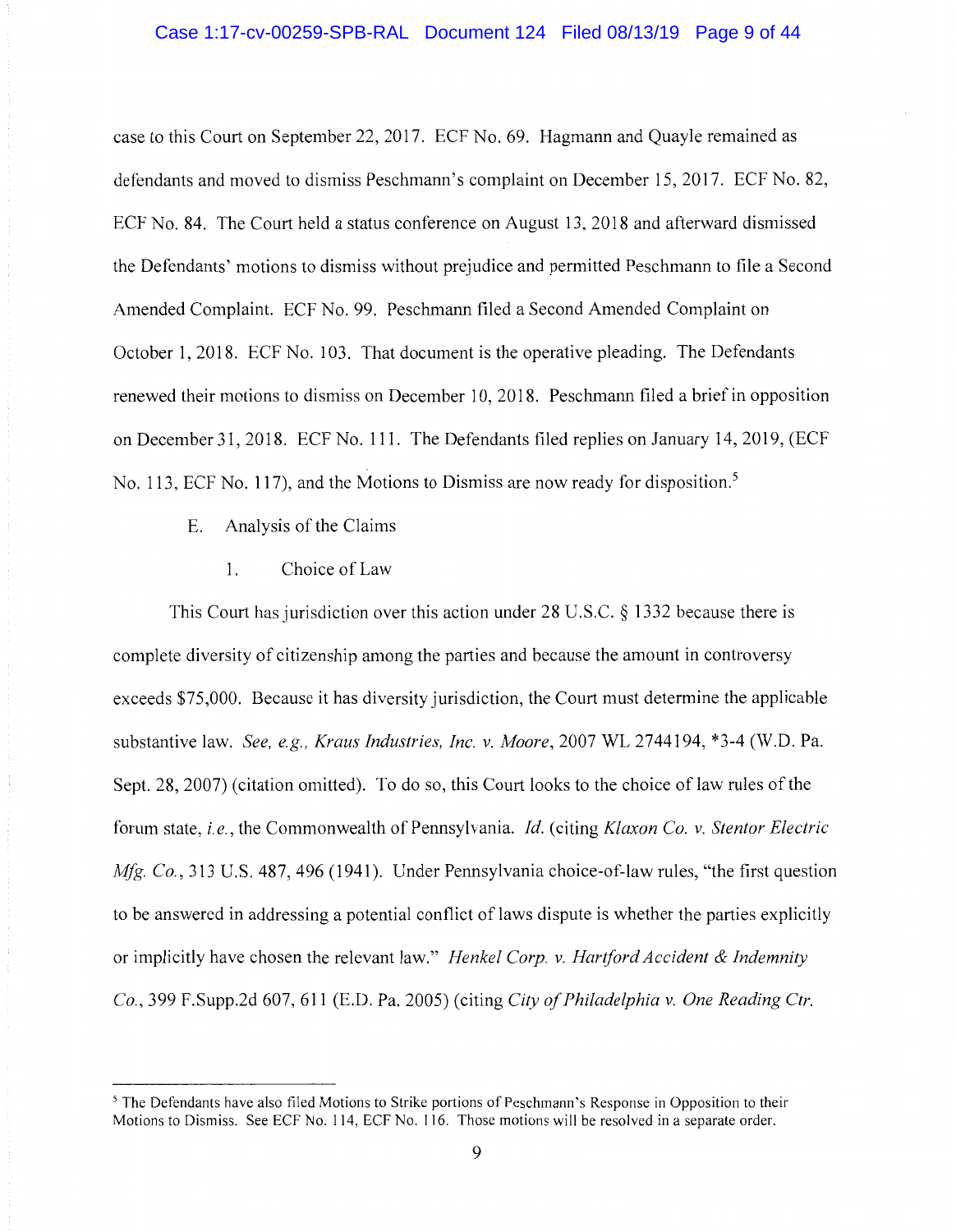case to this Court on September 22, 2017. ECF No. 69. Hagmann and Quayle remained as defendants and moved to dismiss Peschmann's complaint on December 15, 2017. ECF No. 82, ECF No. 84. The Court held a status conference on August 13, 2018 and afterward dismissed the Defendants' motions to dismiss without prejudice and permitted Peschmann to file a Second Amended Complaint. ECF No. 99. Peschmann filed a Second Amended Complaint on October 1, 2018. ECF No. 103. That document is the operative pleading. The Defendants renewed their motions to dismiss on December 10, 2018. Peschmann filed a brief in opposition on December 31, 2018. ECF No. 111. The Defendants filed replies on January 14, 2019, (ECF No. 113, ECF No. 117), and the Motions to Dismiss are now ready for disposition.[5]

E. Analysis of the Claims

1. Choice of Law

This Court has jurisdiction over this action under 28 U.S.C. § 1332 because there is complete diversity of citizenship among the parties and because the amount in controversy exceeds $75,000. Because it has diversity jurisdiction, the Court must determine the applicable substantive law. *See, e.g., Kraus Industries, Inc. v. Moore*, 2007 WL 2744194, *3-4 (W.D. Pa. Sept. 28, 2007) (citation omitted). To do so, this Court looks to the choice of law rules of the forum state, *i.e.*, the Commonwealth of Pennsylvania. *Id.* (citing *Klaxon Co. v. Stentor Electric Mfg. Co.*, 313 U.S. 487, 496 (1941). Under Pennsylvania choice-of-law rules, "the first question to be answered in addressing a potential conflict of laws dispute is whether the parties explicitly or implicitly have chosen the relevant law." *Henkel Corp. v. Hartford Accident & Indemnity Co.*, 399 F.Supp.2d 607, 611 (E.D. Pa. 2005) (citing *City of Philadelphia v. One Reading Ctr.*

---

[5] The Defendants have also filed Motions to Strike portions of Peschmann's Response in Opposition to their Motions to Dismiss. See ECF No. 114, ECF No. 116. Those motions will be resolved in a separate order.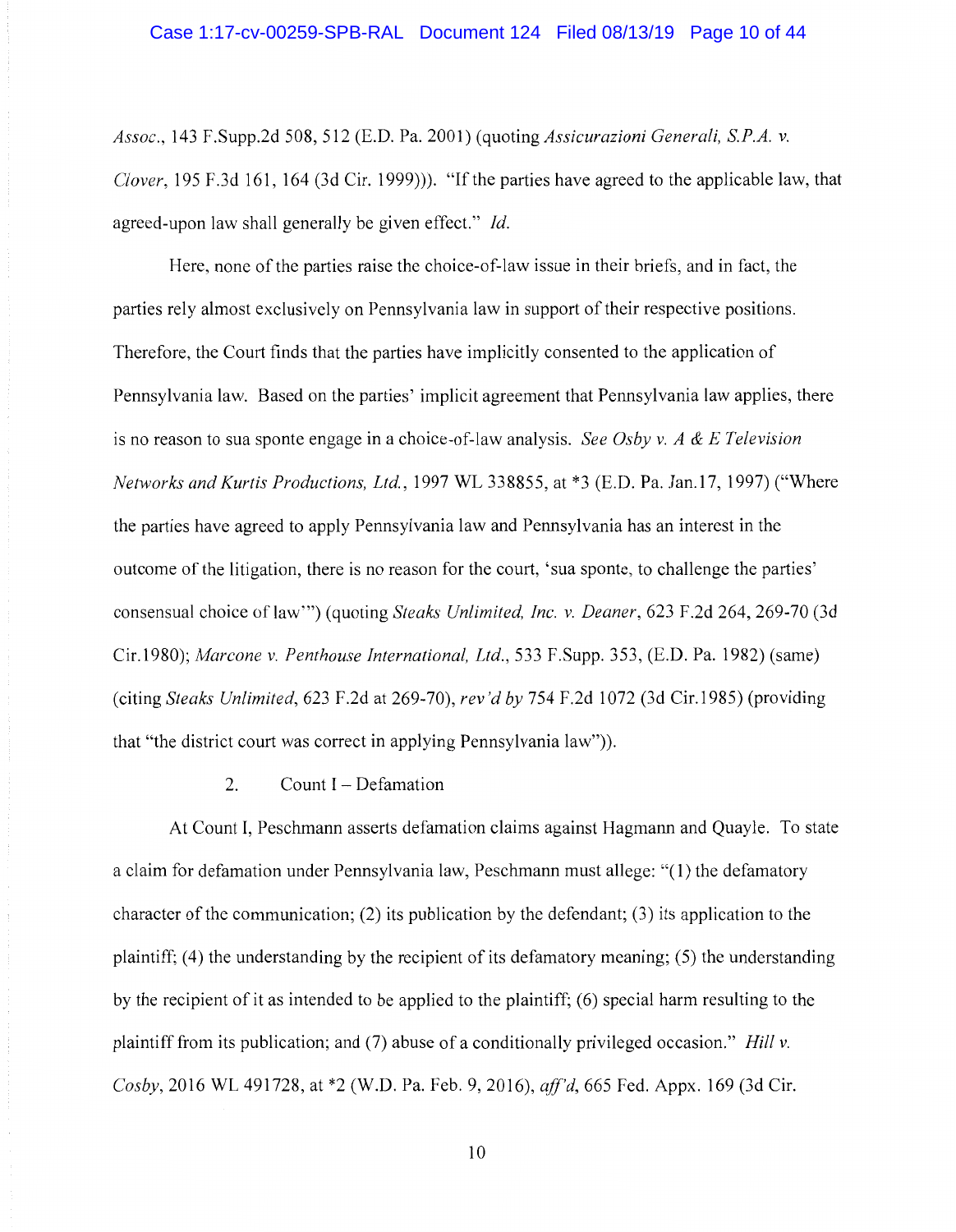*Assoc.*, 143 F.Supp.2d 508, 512 (E.D. Pa. 2001) (quoting *Assicurazioni Generali, S.P.A. v. Clover*, 195 F.3d 161, 164 (3d Cir. 1999))). "If the parties have agreed to the applicable law, that agreed-upon law shall generally be given effect." *Id.*

Here, none of the parties raise the choice-of-law issue in their briefs, and in fact, the parties rely almost exclusively on Pennsylvania law in support of their respective positions. Therefore, the Court finds that the parties have implicitly consented to the application of Pennsylvania law. Based on the parties' implicit agreement that Pennsylvania law applies, there is no reason to sua sponte engage in a choice-of-law analysis. *See Osby v. A & E Television Networks and Kurtis Productions, Ltd.*, 1997 WL 338855, at *3 (E.D. Pa. Jan.17, 1997) ("Where the parties have agreed to apply Pennsylvania law and Pennsylvania has an interest in the outcome of the litigation, there is no reason for the court, 'sua sponte, to challenge the parties' consensual choice of law'") (quoting *Steaks Unlimited, Inc. v. Deaner*, 623 F.2d 264, 269-70 (3d Cir.1980); *Marcone v. Penthouse International, Ltd.*, 533 F.Supp. 353, (E.D. Pa. 1982) (same) (citing *Steaks Unlimited*, 623 F.2d at 269-70), *rev'd by* 754 F.2d 1072 (3d Cir.1985) (providing that "the district court was correct in applying Pennsylvania law")).

2. Count I – Defamation

At Count I, Peschmann asserts defamation claims against Hagmann and Quayle. To state a claim for defamation under Pennsylvania law, Peschmann must allege: "(1) the defamatory character of the communication; (2) its publication by the defendant; (3) its application to the plaintiff; (4) the understanding by the recipient of its defamatory meaning; (5) the understanding by the recipient of it as intended to be applied to the plaintiff; (6) special harm resulting to the plaintiff from its publication; and (7) abuse of a conditionally privileged occasion." *Hill v. Cosby*, 2016 WL 491728, at *2 (W.D. Pa. Feb. 9, 2016), *aff'd*, 665 Fed. Appx. 169 (3d Cir.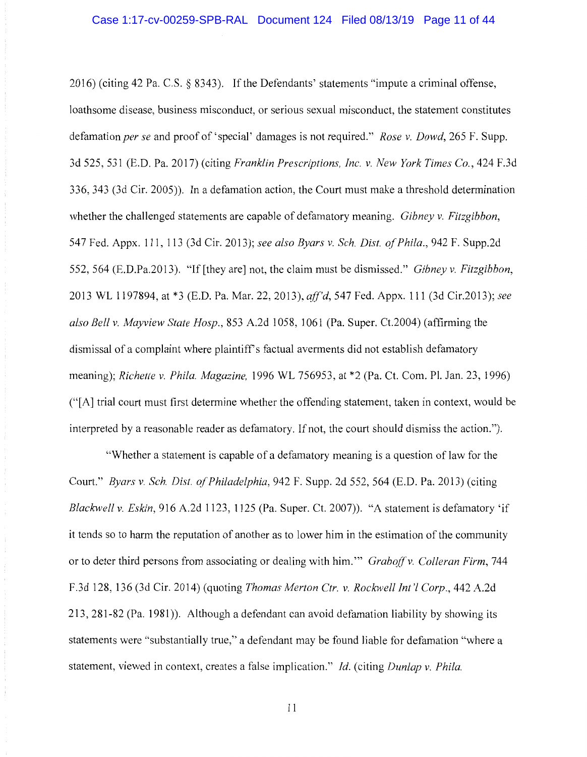2016) (citing 42 Pa. C.S. § 8343). If the Defendants' statements "impute a criminal offense, loathsome disease, business misconduct, or serious sexual misconduct, the statement constitutes defamation *per se* and proof of 'special' damages is not required." *Rose v. Dowd*, 265 F. Supp. 3d 525, 531 (E.D. Pa. 2017) (citing *Franklin Prescriptions, Inc. v. New York Times Co.*, 424 F.3d 336, 343 (3d Cir. 2005)). In a defamation action, the Court must make a threshold determination whether the challenged statements are capable of defamatory meaning. *Gibney v. Fitzgibbon*, 547 Fed. Appx. 111, 113 (3d Cir. 2013); *see also Byars v. Sch. Dist. of Phila.*, 942 F. Supp.2d 552, 564 (E.D.Pa.2013). "If [they are] not, the claim must be dismissed." *Gibney v. Fitzgibbon*, 2013 WL 1197894, at *3 (E.D. Pa. Mar. 22, 2013), *aff'd*, 547 Fed. Appx. 111 (3d Cir.2013); *see also Bell v. Mayview State Hosp.*, 853 A.2d 1058, 1061 (Pa. Super. Ct.2004) (affirming the dismissal of a complaint where plaintiff's factual averments did not establish defamatory meaning); *Richette v. Phila. Magazine*, 1996 WL 756953, at *2 (Pa. Ct. Com. Pl. Jan. 23, 1996) ("[A] trial court must first determine whether the offending statement, taken in context, would be interpreted by a reasonable reader as defamatory. If not, the court should dismiss the action.").

"Whether a statement is capable of a defamatory meaning is a question of law for the Court." *Byars v. Sch. Dist. of Philadelphia*, 942 F. Supp. 2d 552, 564 (E.D. Pa. 2013) (citing *Blackwell v. Eskin*, 916 A.2d 1123, 1125 (Pa. Super. Ct. 2007)). "A statement is defamatory 'if it tends so to harm the reputation of another as to lower him in the estimation of the community or to deter third persons from associating or dealing with him.'" *Graboff v. Colleran Firm*, 744 F.3d 128, 136 (3d Cir. 2014) (quoting *Thomas Merton Ctr. v. Rockwell Int'l Corp.*, 442 A.2d 213, 281-82 (Pa. 1981)). Although a defendant can avoid defamation liability by showing its statements were "substantially true," a defendant may be found liable for defamation "where a statement, viewed in context, creates a false implication." *Id.* (citing *Dunlap v. Phila.*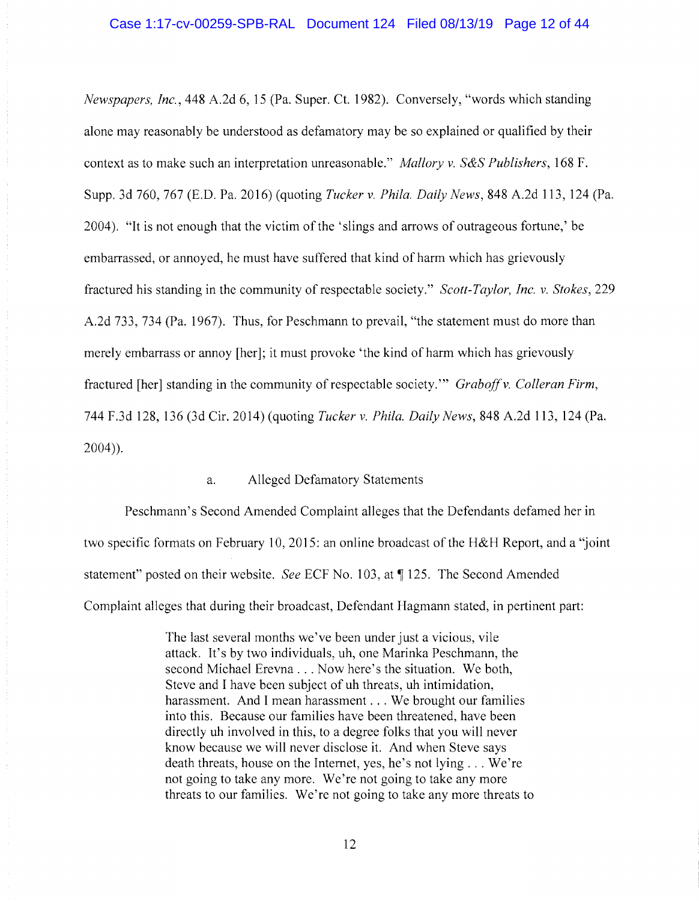*Newspapers, Inc.*, 448 A.2d 6, 15 (Pa. Super. Ct. 1982). Conversely, "words which standing alone may reasonably be understood as defamatory may be so explained or qualified by their context as to make such an interpretation unreasonable." *Mallory v. S&S Publishers*, 168 F. Supp. 3d 760, 767 (E.D. Pa. 2016) (quoting *Tucker v. Phila. Daily News*, 848 A.2d 113, 124 (Pa. 2004). "It is not enough that the victim of the 'slings and arrows of outrageous fortune,' be embarrassed, or annoyed, he must have suffered that kind of harm which has grievously fractured his standing in the community of respectable society." *Scott-Taylor, Inc. v. Stokes*, 229 A.2d 733, 734 (Pa. 1967). Thus, for Peschmann to prevail, "the statement must do more than merely embarrass or annoy [her]; it must provoke 'the kind of harm which has grievously fractured [her] standing in the community of respectable society.'" *Graboff v. Colleran Firm*, 744 F.3d 128, 136 (3d Cir. 2014) (quoting *Tucker v. Phila. Daily News*, 848 A.2d 113, 124 (Pa. 2004)).

a. Alleged Defamatory Statements

Peschmann's Second Amended Complaint alleges that the Defendants defamed her in two specific formats on February 10, 2015: an online broadcast of the H&H Report, and a "joint statement" posted on their website. *See* ECF No. 103, at ¶ 125. The Second Amended Complaint alleges that during their broadcast, Defendant Hagmann stated, in pertinent part:

> The last several months we've been under just a vicious, vile attack. It's by two individuals, uh, one Marinka Peschmann, the second Michael Erevna . . . Now here's the situation. We both, Steve and I have been subject of uh threats, uh intimidation, harassment. And I mean harassment . . . We brought our families into this. Because our families have been threatened, have been directly uh involved in this, to a degree folks that you will never know because we will never disclose it. And when Steve says death threats, house on the Internet, yes, he's not lying . . . We're not going to take any more. We're not going to take any more threats to our families. We're not going to take any more threats to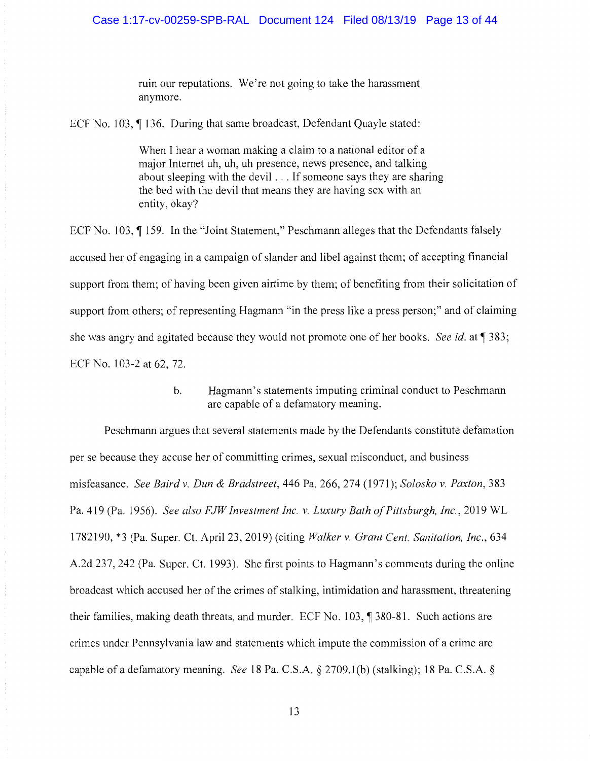> ruin our reputations. We're not going to take the harassment anymore.

ECF No. 103, ¶ 136. During that same broadcast, Defendant Quayle stated:

> When I hear a woman making a claim to a national editor of a major Internet uh, uh, uh presence, news presence, and talking about sleeping with the devil . . . If someone says they are sharing the bed with the devil that means they are having sex with an entity, okay?

ECF No. 103, ¶ 159. In the "Joint Statement," Peschmann alleges that the Defendants falsely accused her of engaging in a campaign of slander and libel against them; of accepting financial support from them; of having been given airtime by them; of benefiting from their solicitation of support from others; of representing Hagmann "in the press like a press person;" and of claiming she was angry and agitated because they would not promote one of her books. *See id.* at ¶ 383; ECF No. 103-2 at 62, 72.

b. Hagmann's statements imputing criminal conduct to Peschmann are capable of a defamatory meaning.

Peschmann argues that several statements made by the Defendants constitute defamation per se because they accuse her of committing crimes, sexual misconduct, and business misfeasance. *See Baird v. Dun & Bradstreet*, 446 Pa. 266, 274 (1971); *Solosko v. Paxton*, 383 Pa. 419 (Pa. 1956). *See also FJW Investment Inc. v. Luxury Bath of Pittsburgh, Inc.*, 2019 WL 1782190, *3 (Pa. Super. Ct. April 23, 2019) (citing *Walker v. Grant Cent. Sanitation, Inc.*, 634 A.2d 237, 242 (Pa. Super. Ct. 1993). She first points to Hagmann's comments during the online broadcast which accused her of the crimes of stalking, intimidation and harassment, threatening their families, making death threats, and murder. ECF No. 103, ¶ 380-81. Such actions are crimes under Pennsylvania law and statements which impute the commission of a crime are capable of a defamatory meaning. *See* 18 Pa. C.S.A. § 2709.1(b) (stalking); 18 Pa. C.S.A. §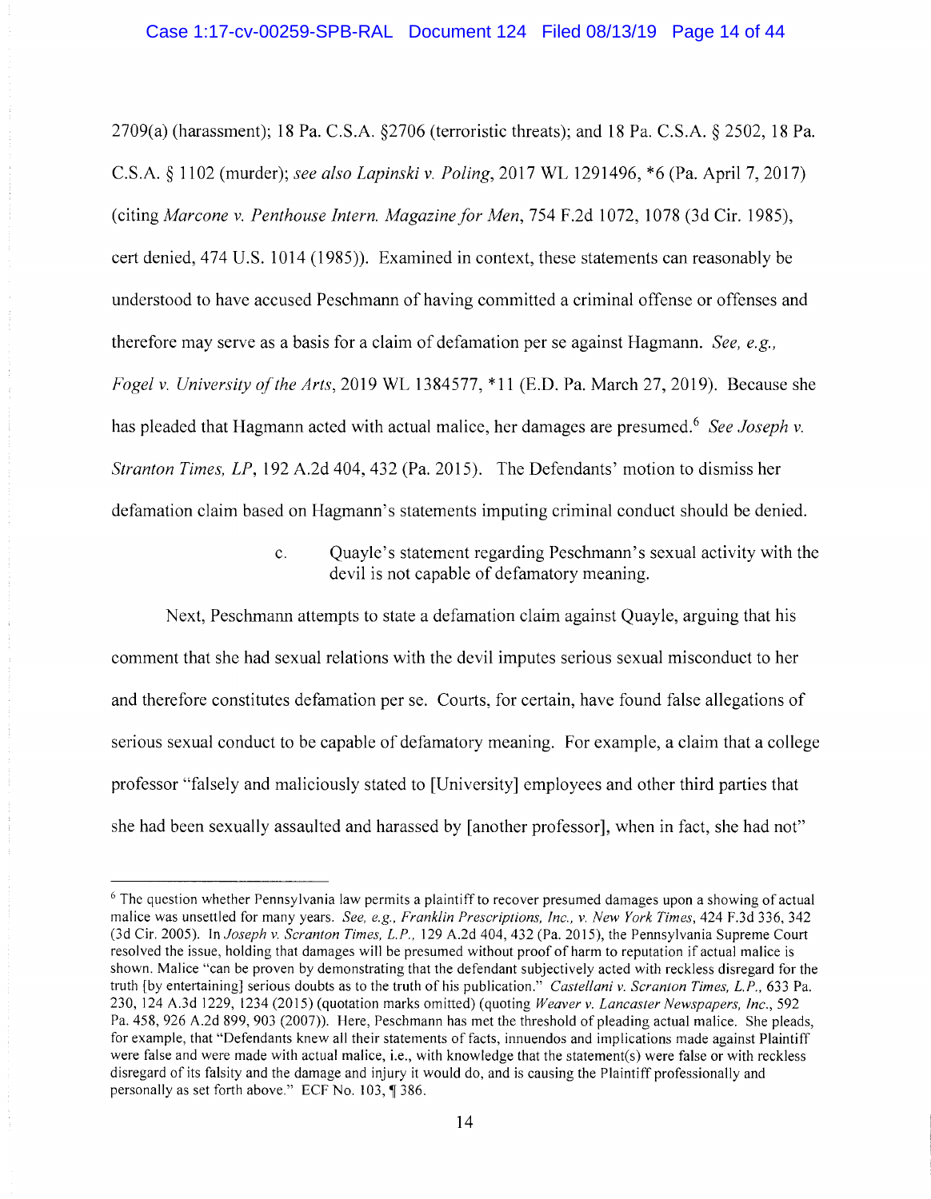2709(a) (harassment); 18 Pa. C.S.A. §2706 (terroristic threats); and 18 Pa. C.S.A. § 2502, 18 Pa. C.S.A. § 1102 (murder); *see also Lapinski v. Poling*, 2017 WL 1291496, *6 (Pa. April 7, 2017) (citing *Marcone v. Penthouse Intern. Magazine for Men*, 754 F.2d 1072, 1078 (3d Cir. 1985), cert denied, 474 U.S. 1014 (1985)). Examined in context, these statements can reasonably be understood to have accused Peschmann of having committed a criminal offense or offenses and therefore may serve as a basis for a claim of defamation per se against Hagmann. *See, e.g., Fogel v. University of the Arts*, 2019 WL 1384577, *11 (E.D. Pa. March 27, 2019). Because she has pleaded that Hagmann acted with actual malice, her damages are presumed.[6] *See Joseph v. Stranton Times, LP*, 192 A.2d 404, 432 (Pa. 2015). The Defendants' motion to dismiss her defamation claim based on Hagmann's statements imputing criminal conduct should be denied.

c. Quayle's statement regarding Peschmann's sexual activity with the devil is not capable of defamatory meaning.

Next, Peschmann attempts to state a defamation claim against Quayle, arguing that his comment that she had sexual relations with the devil imputes serious sexual misconduct to her and therefore constitutes defamation per se. Courts, for certain, have found false allegations of serious sexual conduct to be capable of defamatory meaning. For example, a claim that a college professor "falsely and maliciously stated to [University] employees and other third parties that she had been sexually assaulted and harassed by [another professor], when in fact, she had not"

[6] The question whether Pennsylvania law permits a plaintiff to recover presumed damages upon a showing of actual malice was unsettled for many years. *See, e.g., Franklin Prescriptions, Inc., v. New York Times*, 424 F.3d 336, 342 (3d Cir. 2005). In *Joseph v. Scranton Times, L.P.*, 129 A.2d 404, 432 (Pa. 2015), the Pennsylvania Supreme Court resolved the issue, holding that damages will be presumed without proof of harm to reputation if actual malice is shown. Malice "can be proven by demonstrating that the defendant subjectively acted with reckless disregard for the truth [by entertaining] serious doubts as to the truth of his publication." *Castellani v. Scranton Times, L.P.*, 633 Pa. 230, 124 A.3d 1229, 1234 (2015) (quotation marks omitted) (quoting *Weaver v. Lancaster Newspapers, Inc.*, 592 Pa. 458, 926 A.2d 899, 903 (2007)). Here, Peschmann has met the threshold of pleading actual malice. She pleads, for example, that "Defendants knew all their statements of facts, innuendos and implications made against Plaintiff were false and were made with actual malice, i.e., with knowledge that the statement(s) were false or with reckless disregard of its falsity and the damage and injury it would do, and is causing the Plaintiff professionally and personally as set forth above." ECF No. 103, ¶ 386.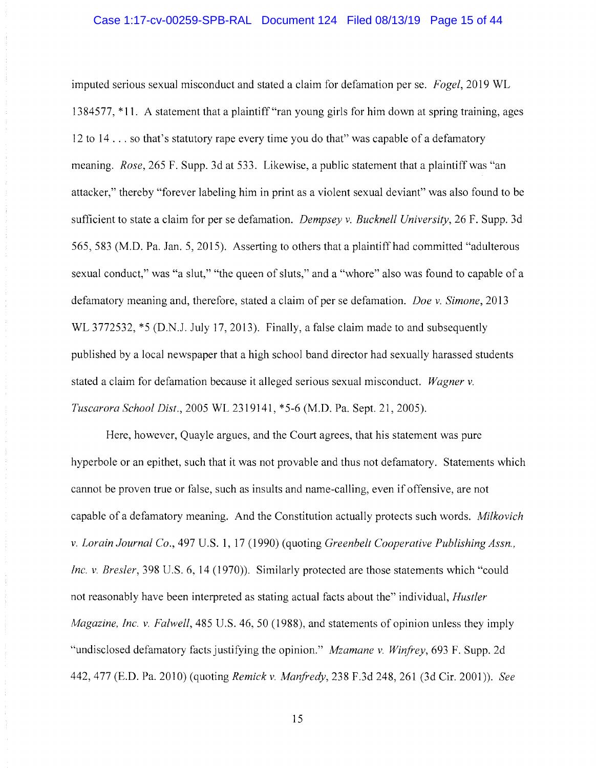imputed serious sexual misconduct and stated a claim for defamation per se. *Fogel*, 2019 WL 1384577, *11. A statement that a plaintiff "ran young girls for him down at spring training, ages 12 to 14 . . . so that's statutory rape every time you do that" was capable of a defamatory meaning. *Rose*, 265 F. Supp. 3d at 533. Likewise, a public statement that a plaintiff was "an attacker," thereby "forever labeling him in print as a violent sexual deviant" was also found to be sufficient to state a claim for per se defamation. *Dempsey v. Bucknell University*, 26 F. Supp. 3d 565, 583 (M.D. Pa. Jan. 5, 2015). Asserting to others that a plaintiff had committed "adulterous sexual conduct," was "a slut," "the queen of sluts," and a "whore" also was found to capable of a defamatory meaning and, therefore, stated a claim of per se defamation. *Doe v. Simone*, 2013 WL 3772532, *5 (D.N.J. July 17, 2013). Finally, a false claim made to and subsequently published by a local newspaper that a high school band director had sexually harassed students stated a claim for defamation because it alleged serious sexual misconduct. *Wagner v. Tuscarora School Dist.*, 2005 WL 2319141, *5-6 (M.D. Pa. Sept. 21, 2005).

Here, however, Quayle argues, and the Court agrees, that his statement was pure hyperbole or an epithet, such that it was not provable and thus not defamatory. Statements which cannot be proven true or false, such as insults and name-calling, even if offensive, are not capable of a defamatory meaning. And the Constitution actually protects such words. *Milkovich v. Lorain Journal Co.*, 497 U.S. 1, 17 (1990) (quoting *Greenbelt Cooperative Publishing Assn., Inc. v. Bresler*, 398 U.S. 6, 14 (1970)). Similarly protected are those statements which "could not reasonably have been interpreted as stating actual facts about the" individual, *Hustler Magazine, Inc. v. Falwell*, 485 U.S. 46, 50 (1988), and statements of opinion unless they imply "undisclosed defamatory facts justifying the opinion." *Mzamane v. Winfrey*, 693 F. Supp. 2d 442, 477 (E.D. Pa. 2010) (quoting *Remick v. Manfredy*, 238 F.3d 248, 261 (3d Cir. 2001)). *See*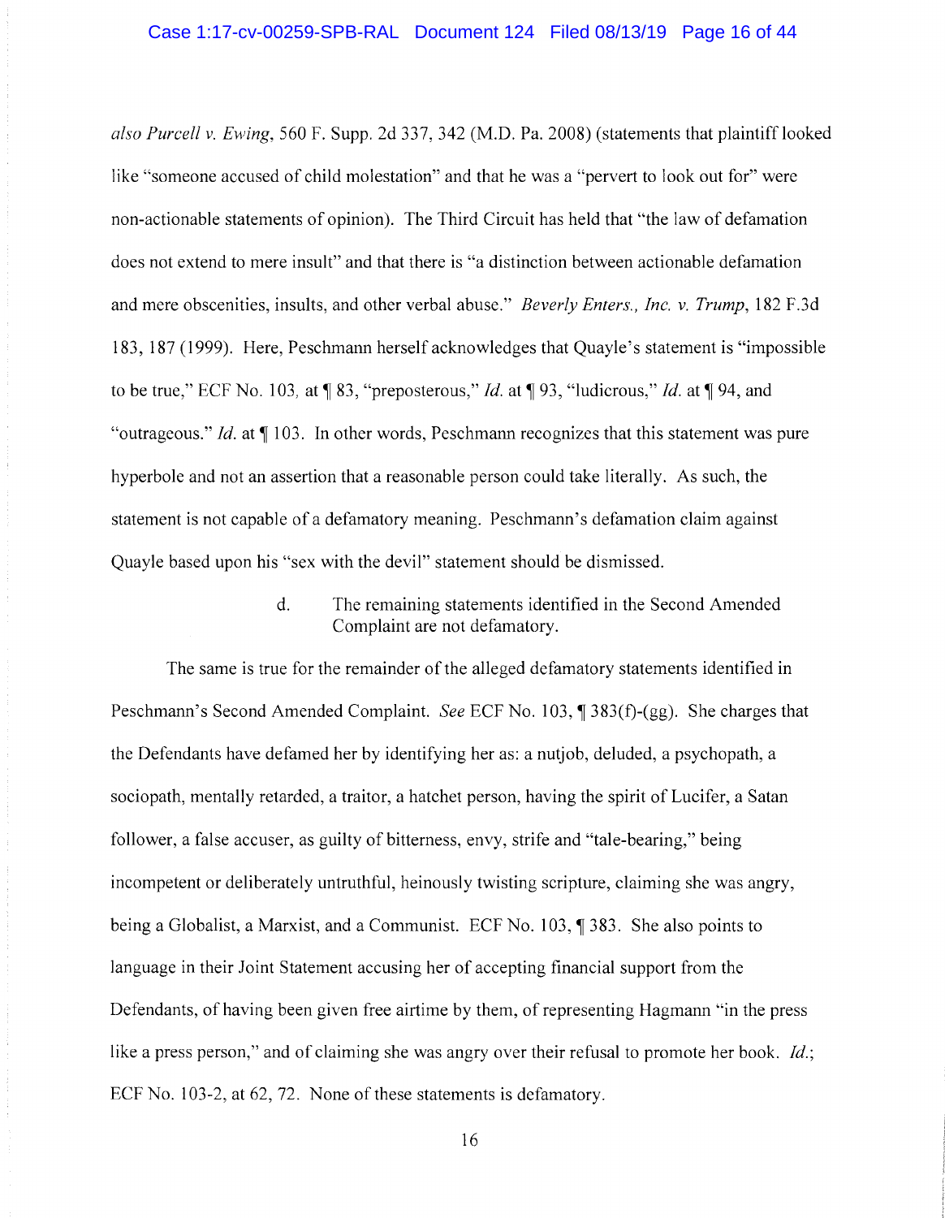*also Purcell v. Ewing*, 560 F. Supp. 2d 337, 342 (M.D. Pa. 2008) (statements that plaintiff looked like "someone accused of child molestation" and that he was a "pervert to look out for" were non-actionable statements of opinion). The Third Circuit has held that "the law of defamation does not extend to mere insult" and that there is "a distinction between actionable defamation and mere obscenities, insults, and other verbal abuse." *Beverly Enters., Inc. v. Trump*, 182 F.3d 183, 187 (1999). Here, Peschmann herself acknowledges that Quayle's statement is "impossible to be true," ECF No. 103, at ¶ 83, "preposterous," *Id.* at ¶ 93, "ludicrous," *Id.* at ¶ 94, and "outrageous." *Id.* at ¶ 103. In other words, Peschmann recognizes that this statement was pure hyperbole and not an assertion that a reasonable person could take literally. As such, the statement is not capable of a defamatory meaning. Peschmann's defamation claim against Quayle based upon his "sex with the devil" statement should be dismissed.

d. The remaining statements identified in the Second Amended Complaint are not defamatory.

The same is true for the remainder of the alleged defamatory statements identified in Peschmann's Second Amended Complaint. *See* ECF No. 103, ¶ 383(f)-(gg). She charges that the Defendants have defamed her by identifying her as: a nutjob, deluded, a psychopath, a sociopath, mentally retarded, a traitor, a hatchet person, having the spirit of Lucifer, a Satan follower, a false accuser, as guilty of bitterness, envy, strife and "tale-bearing," being incompetent or deliberately untruthful, heinously twisting scripture, claiming she was angry, being a Globalist, a Marxist, and a Communist. ECF No. 103, ¶ 383. She also points to language in their Joint Statement accusing her of accepting financial support from the Defendants, of having been given free airtime by them, of representing Hagmann "in the press like a press person," and of claiming she was angry over their refusal to promote her book. *Id.*; ECF No. 103-2, at 62, 72. None of these statements is defamatory.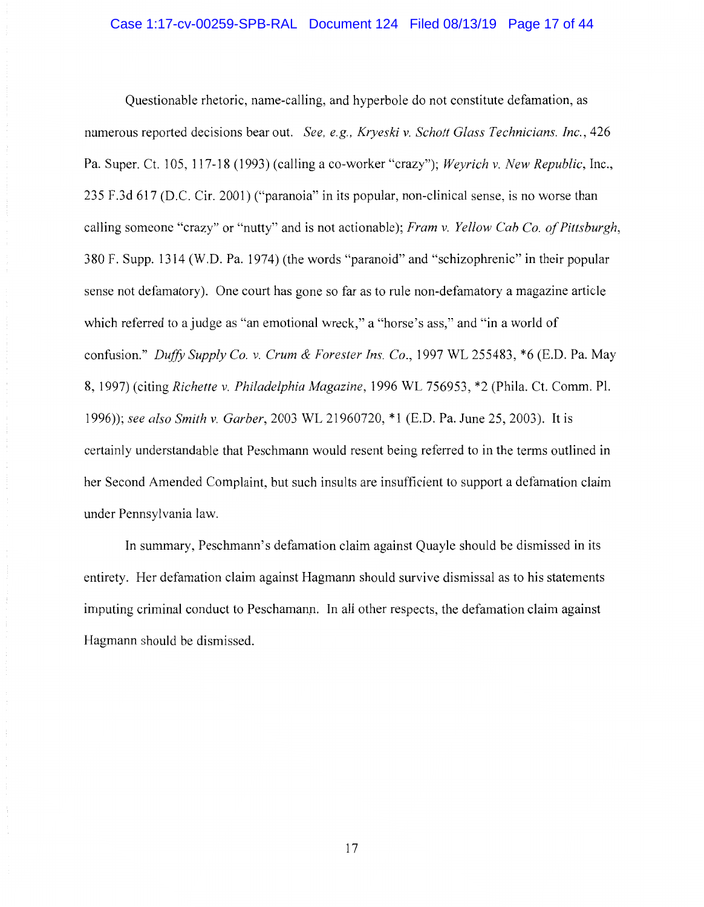Questionable rhetoric, name-calling, and hyperbole do not constitute defamation, as numerous reported decisions bear out. *See, e.g., Kryeski v. Schott Glass Technicians. Inc.*, 426 Pa. Super. Ct. 105, 117-18 (1993) (calling a co-worker "crazy"); *Weyrich v. New Republic*, Inc., 235 F.3d 617 (D.C. Cir. 2001) ("paranoia" in its popular, non-clinical sense, is no worse than calling someone "crazy" or "nutty" and is not actionable); *Fram v. Yellow Cab Co. of Pittsburgh*, 380 F. Supp. 1314 (W.D. Pa. 1974) (the words "paranoid" and "schizophrenic" in their popular sense not defamatory). One court has gone so far as to rule non-defamatory a magazine article which referred to a judge as "an emotional wreck," a "horse's ass," and "in a world of confusion." *Duffy Supply Co. v. Crum & Forester Ins. Co.*, 1997 WL 255483, *6 (E.D. Pa. May 8, 1997) (citing *Richette v. Philadelphia Magazine*, 1996 WL 756953, *2 (Phila. Ct. Comm. Pl. 1996)); *see also Smith v. Garber*, 2003 WL 21960720, *1 (E.D. Pa. June 25, 2003). It is certainly understandable that Peschmann would resent being referred to in the terms outlined in her Second Amended Complaint, but such insults are insufficient to support a defamation claim under Pennsylvania law.

In summary, Peschmann's defamation claim against Quayle should be dismissed in its entirety. Her defamation claim against Hagmann should survive dismissal as to his statements imputing criminal conduct to Peschamann. In all other respects, the defamation claim against Hagmann should be dismissed.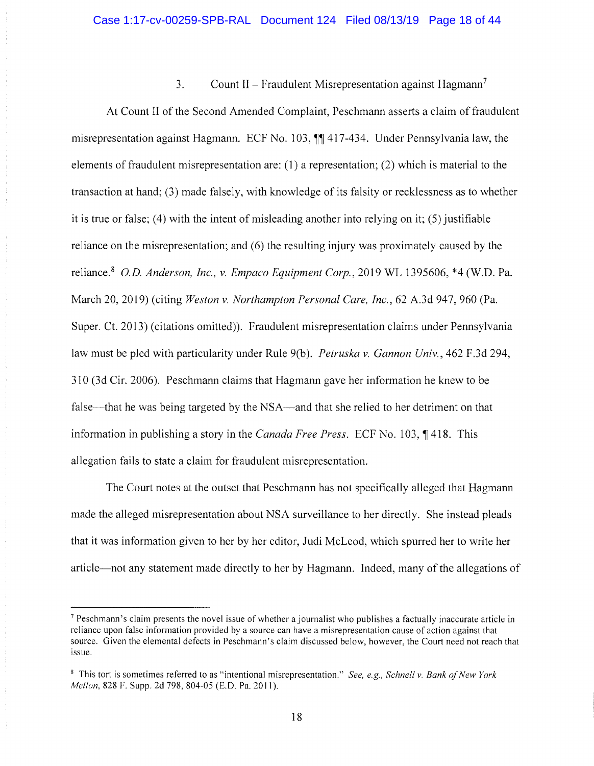### 3. Count II – Fraudulent Misrepresentation against Hagmann[7]

At Count II of the Second Amended Complaint, Peschmann asserts a claim of fraudulent misrepresentation against Hagmann. ECF No. 103, ¶¶ 417-434. Under Pennsylvania law, the elements of fraudulent misrepresentation are: (1) a representation; (2) which is material to the transaction at hand; (3) made falsely, with knowledge of its falsity or recklessness as to whether it is true or false; (4) with the intent of misleading another into relying on it; (5) justifiable reliance on the misrepresentation; and (6) the resulting injury was proximately caused by the reliance.[8] *O.D. Anderson, Inc., v. Empaco Equipment Corp.*, 2019 WL 1395606, *4 (W.D. Pa. March 20, 2019) (citing *Weston v. Northampton Personal Care, Inc.*, 62 A.3d 947, 960 (Pa. Super. Ct. 2013) (citations omitted)). Fraudulent misrepresentation claims under Pennsylvania law must be pled with particularity under Rule 9(b). *Petruska v. Gannon Univ.*, 462 F.3d 294, 310 (3d Cir. 2006). Peschmann claims that Hagmann gave her information he knew to be false—that he was being targeted by the NSA—and that she relied to her detriment on that information in publishing a story in the *Canada Free Press*. ECF No. 103, ¶ 418. This allegation fails to state a claim for fraudulent misrepresentation.

The Court notes at the outset that Peschmann has not specifically alleged that Hagmann made the alleged misrepresentation about NSA surveillance to her directly. She instead pleads that it was information given to her by her editor, Judi McLeod, which spurred her to write her article—not any statement made directly to her by Hagmann. Indeed, many of the allegations of

---

[7] Peschmann's claim presents the novel issue of whether a journalist who publishes a factually inaccurate article in reliance upon false information provided by a source can have a misrepresentation cause of action against that source. Given the elemental defects in Peschmann's claim discussed below, however, the Court need not reach that issue.

[8] This tort is sometimes referred to as "intentional misrepresentation." *See, e.g., Schnell v. Bank of New York Mellon*, 828 F. Supp. 2d 798, 804-05 (E.D. Pa. 2011).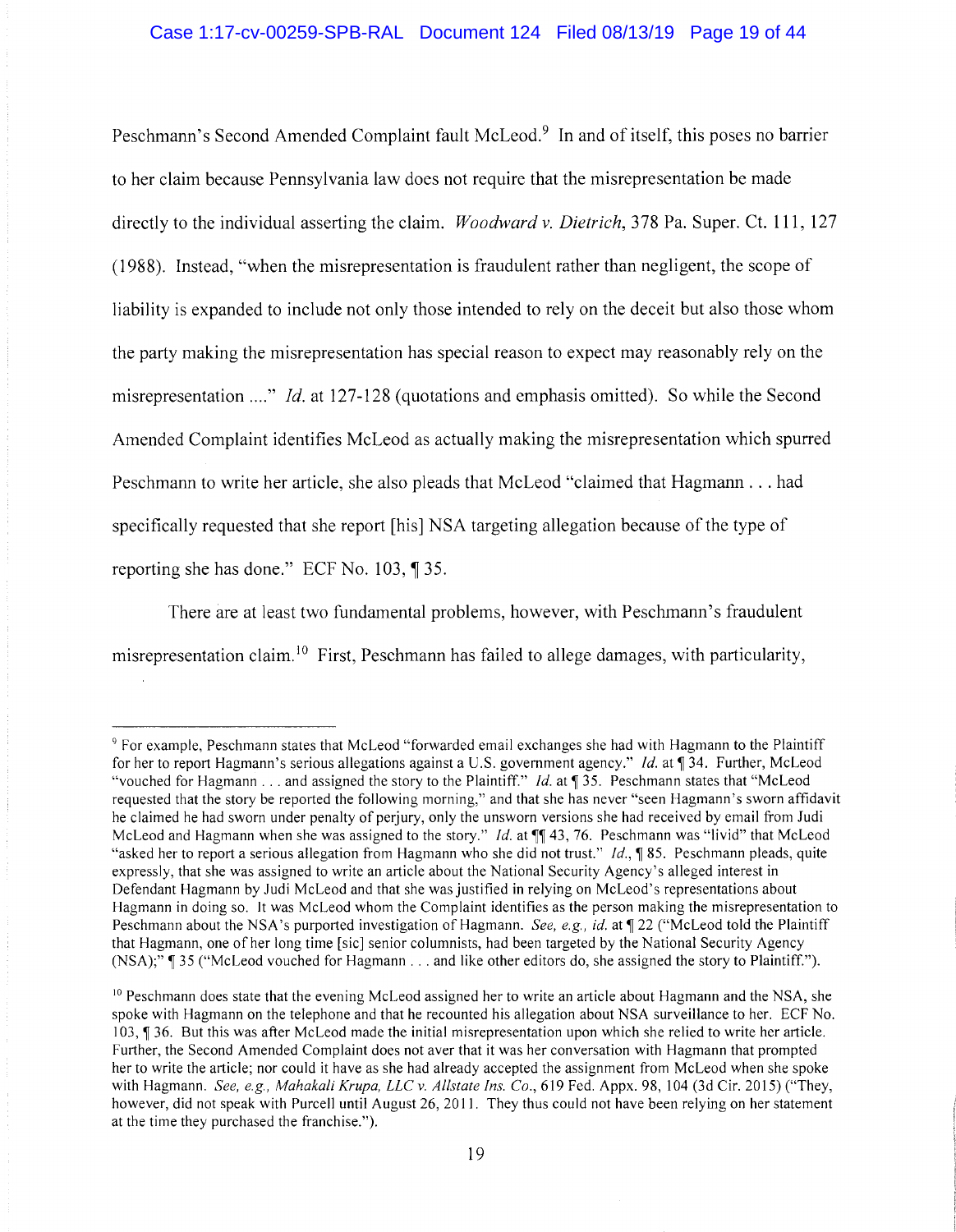Peschmann's Second Amended Complaint fault McLeod.[9] In and of itself, this poses no barrier to her claim because Pennsylvania law does not require that the misrepresentation be made directly to the individual asserting the claim. *Woodward v. Dietrich*, 378 Pa. Super. Ct. 111, 127 (1988). Instead, "when the misrepresentation is fraudulent rather than negligent, the scope of liability is expanded to include not only those intended to rely on the deceit but also those whom the party making the misrepresentation has special reason to expect may reasonably rely on the misrepresentation ...." *Id.* at 127-128 (quotations and emphasis omitted). So while the Second Amended Complaint identifies McLeod as actually making the misrepresentation which spurred Peschmann to write her article, she also pleads that McLeod "claimed that Hagmann . . . had specifically requested that she report [his] NSA targeting allegation because of the type of reporting she has done." ECF No. 103, ¶ 35.

There are at least two fundamental problems, however, with Peschmann's fraudulent misrepresentation claim.[10] First, Peschmann has failed to allege damages, with particularity,

---

[9] For example, Peschmann states that McLeod "forwarded email exchanges she had with Hagmann to the Plaintiff for her to report Hagmann's serious allegations against a U.S. government agency." *Id.* at ¶ 34. Further, McLeod "vouched for Hagmann . . . and assigned the story to the Plaintiff." *Id.* at ¶ 35. Peschmann states that "McLeod requested that the story be reported the following morning," and that she has never "seen Hagmann's sworn affidavit he claimed he had sworn under penalty of perjury, only the unsworn versions she had received by email from Judi McLeod and Hagmann when she was assigned to the story." *Id.* at ¶¶ 43, 76. Peschmann was "livid" that McLeod "asked her to report a serious allegation from Hagmann who she did not trust." *Id.*, ¶ 85. Peschmann pleads, quite expressly, that she was assigned to write an article about the National Security Agency's alleged interest in Defendant Hagmann by Judi McLeod and that she was justified in relying on McLeod's representations about Hagmann in doing so. It was McLeod whom the Complaint identifies as the person making the misrepresentation to Peschmann about the NSA's purported investigation of Hagmann. *See, e.g.*, *id.* at ¶ 22 ("McLeod told the Plaintiff that Hagmann, one of her long time [sic] senior columnists, had been targeted by the National Security Agency (NSA);" ¶ 35 ("McLeod vouched for Hagmann . . . and like other editors do, she assigned the story to Plaintiff.").

[10] Peschmann does state that the evening McLeod assigned her to write an article about Hagmann and the NSA, she spoke with Hagmann on the telephone and that he recounted his allegation about NSA surveillance to her. ECF No. 103, ¶ 36. But this was after McLeod made the initial misrepresentation upon which she relied to write her article. Further, the Second Amended Complaint does not aver that it was her conversation with Hagmann that prompted her to write the article; nor could it have as she had already accepted the assignment from McLeod when she spoke with Hagmann. *See, e.g.*, *Mahakali Krupa, LLC v. Allstate Ins. Co.*, 619 Fed. Appx. 98, 104 (3d Cir. 2015) ("They, however, did not speak with Purcell until August 26, 2011. They thus could not have been relying on her statement at the time they purchased the franchise.").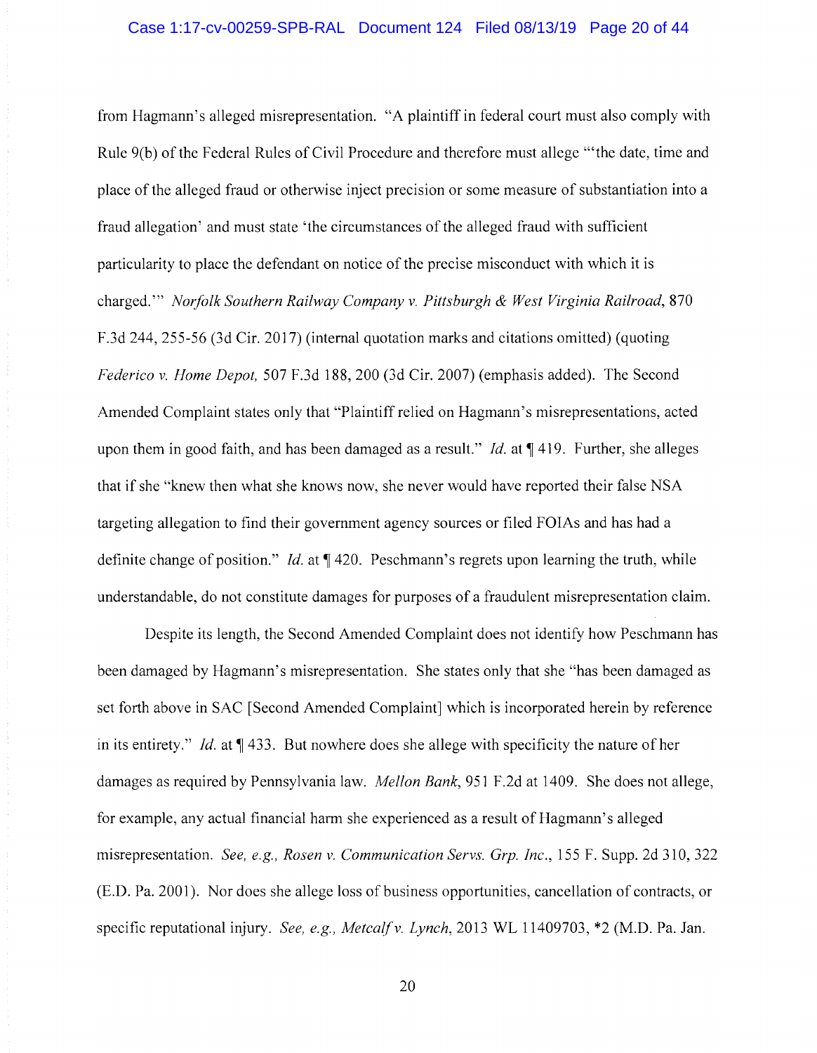from Hagmann's alleged misrepresentation. "A plaintiff in federal court must also comply with Rule 9(b) of the Federal Rules of Civil Procedure and therefore must allege "'the date, time and place of the alleged fraud or otherwise inject precision or some measure of substantiation into a fraud allegation' and must state 'the circumstances of the alleged fraud with sufficient particularity to place the defendant on notice of the precise misconduct with which it is charged.'" *Norfolk Southern Railway Company v. Pittsburgh & West Virginia Railroad*, 870 F.3d 244, 255-56 (3d Cir. 2017) (internal quotation marks and citations omitted) (quoting *Federico v. Home Depot,* 507 F.3d 188, 200 (3d Cir. 2007) (emphasis added). The Second Amended Complaint states only that "Plaintiff relied on Hagmann's misrepresentations, acted upon them in good faith, and has been damaged as a result." *Id.* at ¶ 419. Further, she alleges that if she "knew then what she knows now, she never would have reported their false NSA targeting allegation to find their government agency sources or filed FOIAs and has had a definite change of position." *Id.* at ¶ 420. Peschmann's regrets upon learning the truth, while understandable, do not constitute damages for purposes of a fraudulent misrepresentation claim.

Despite its length, the Second Amended Complaint does not identify how Peschmann has been damaged by Hagmann's misrepresentation. She states only that she "has been damaged as set forth above in SAC [Second Amended Complaint] which is incorporated herein by reference in its entirety." *Id.* at ¶ 433. But nowhere does she allege with specificity the nature of her damages as required by Pennsylvania law. *Mellon Bank*, 951 F.2d at 1409. She does not allege, for example, any actual financial harm she experienced as a result of Hagmann's alleged misrepresentation. *See, e.g., Rosen v. Communication Servs. Grp. Inc.*, 155 F. Supp. 2d 310, 322 (E.D. Pa. 2001). Nor does she allege loss of business opportunities, cancellation of contracts, or specific reputational injury. *See, e.g., Metcalf v. Lynch*, 2013 WL 11409703, \*2 (M.D. Pa. Jan.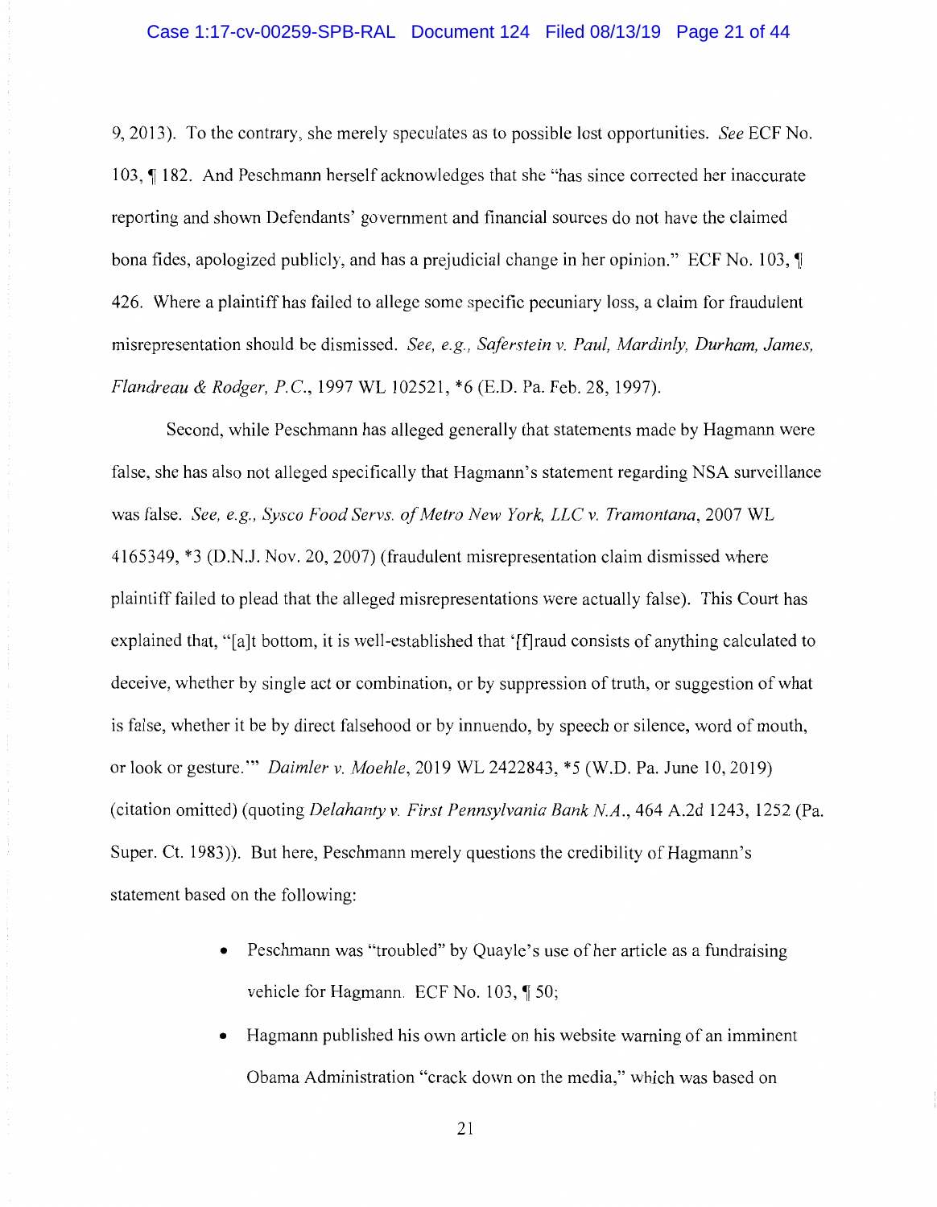9, 2013). To the contrary, she merely speculates as to possible lost opportunities. *See* ECF No. 103, ¶ 182. And Peschmann herself acknowledges that she "has since corrected her inaccurate reporting and shown Defendants' government and financial sources do not have the claimed bona fides, apologized publicly, and has a prejudicial change in her opinion." ECF No. 103, ¶ 426. Where a plaintiff has failed to allege some specific pecuniary loss, a claim for fraudulent misrepresentation should be dismissed. *See, e.g., Saferstein v. Paul, Mardinly, Durham, James, Flandreau & Rodger, P.C.*, 1997 WL 102521, *6 (E.D. Pa. Feb. 28, 1997).

Second, while Peschmann has alleged generally that statements made by Hagmann were false, she has also not alleged specifically that Hagmann's statement regarding NSA surveillance was false. *See, e.g., Sysco Food Servs. of Metro New York, LLC v. Tramontana*, 2007 WL 4165349, *3 (D.N.J. Nov. 20, 2007) (fraudulent misrepresentation claim dismissed where plaintiff failed to plead that the alleged misrepresentations were actually false). This Court has explained that, "[a]t bottom, it is well-established that '[f]raud consists of anything calculated to deceive, whether by single act or combination, or by suppression of truth, or suggestion of what is false, whether it be by direct falsehood or by innuendo, by speech or silence, word of mouth, or look or gesture.'" *Daimler v. Moehle*, 2019 WL 2422843, *5 (W.D. Pa. June 10, 2019) (citation omitted) (quoting *Delahanty v. First Pennsylvania Bank N.A.*, 464 A.2d 1243, 1252 (Pa. Super. Ct. 1983)). But here, Peschmann merely questions the credibility of Hagmann's statement based on the following:

- Peschmann was "troubled" by Quayle's use of her article as a fundraising vehicle for Hagmann. ECF No. 103, ¶ 50;
- Hagmann published his own article on his website warning of an imminent Obama Administration "crack down on the media," which was based on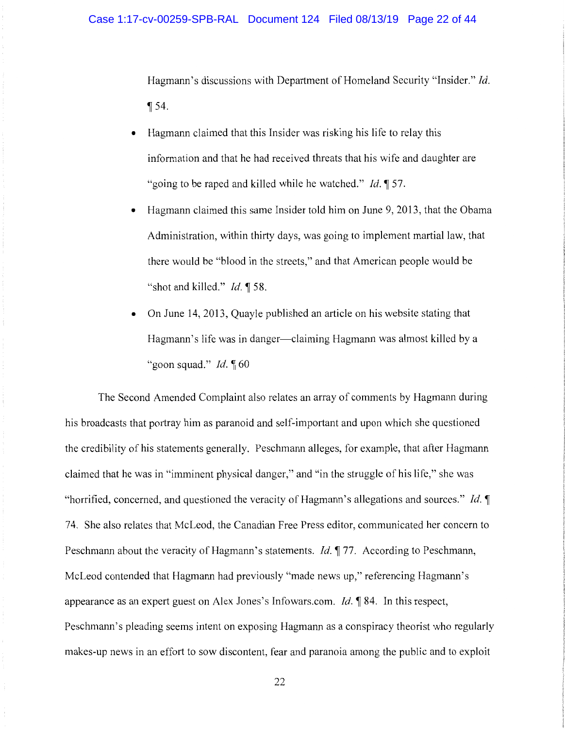Hagmann's discussions with Department of Homeland Security "Insider." *Id.* ¶ 54.

- Hagmann claimed that this Insider was risking his life to relay this information and that he had received threats that his wife and daughter are "going to be raped and killed while he watched." *Id.* ¶ 57.
- Hagmann claimed this same Insider told him on June 9, 2013, that the Obama Administration, within thirty days, was going to implement martial law, that there would be "blood in the streets," and that American people would be "shot and killed." *Id.* ¶ 58.
- On June 14, 2013, Quayle published an article on his website stating that Hagmann's life was in danger—claiming Hagmann was almost killed by a "goon squad." *Id.* ¶ 60

The Second Amended Complaint also relates an array of comments by Hagmann during his broadcasts that portray him as paranoid and self-important and upon which she questioned the credibility of his statements generally. Peschmann alleges, for example, that after Hagmann claimed that he was in "imminent physical danger," and "in the struggle of his life," she was "horrified, concerned, and questioned the veracity of Hagmann's allegations and sources." *Id.* ¶ 74. She also relates that McLeod, the Canadian Free Press editor, communicated her concern to Peschmann about the veracity of Hagmann's statements. *Id.* ¶ 77. According to Peschmann, McLeod contended that Hagmann had previously "made news up," referencing Hagmann's appearance as an expert guest on Alex Jones's Infowars.com. *Id.* ¶ 84. In this respect, Peschmann's pleading seems intent on exposing Hagmann as a conspiracy theorist who regularly makes-up news in an effort to sow discontent, fear and paranoia among the public and to exploit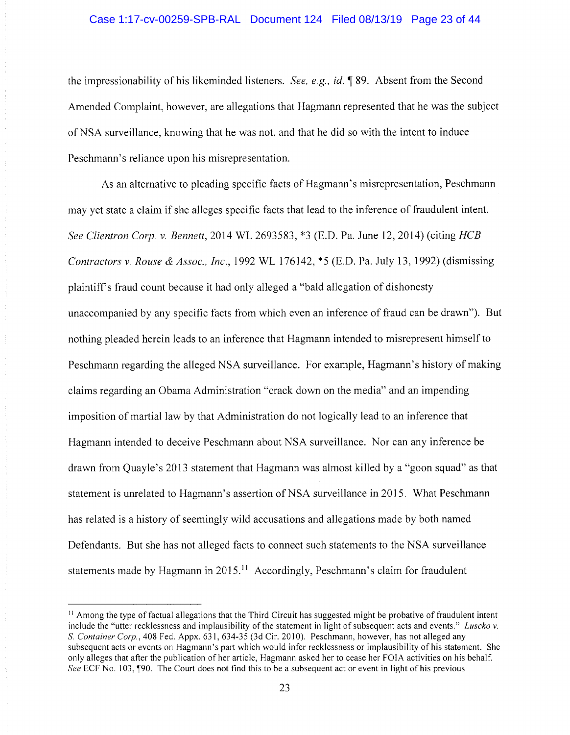the impressionability of his likeminded listeners. *See, e.g., id.* ¶ 89. Absent from the Second Amended Complaint, however, are allegations that Hagmann represented that he was the subject of NSA surveillance, knowing that he was not, and that he did so with the intent to induce Peschmann's reliance upon his misrepresentation.

As an alternative to pleading specific facts of Hagmann's misrepresentation, Peschmann may yet state a claim if she alleges specific facts that lead to the inference of fraudulent intent. *See Clientron Corp. v. Bennett*, 2014 WL 2693583, *3 (E.D. Pa. June 12, 2014) (citing *HCB Contractors v. Rouse & Assoc., Inc.*, 1992 WL 176142, *5 (E.D. Pa. July 13, 1992) (dismissing plaintiff's fraud count because it had only alleged a "bald allegation of dishonesty unaccompanied by any specific facts from which even an inference of fraud can be drawn"). But nothing pleaded herein leads to an inference that Hagmann intended to misrepresent himself to Peschmann regarding the alleged NSA surveillance. For example, Hagmann's history of making claims regarding an Obama Administration "crack down on the media" and an impending imposition of martial law by that Administration do not logically lead to an inference that Hagmann intended to deceive Peschmann about NSA surveillance. Nor can any inference be drawn from Quayle's 2013 statement that Hagmann was almost killed by a "goon squad" as that statement is unrelated to Hagmann's assertion of NSA surveillance in 2015. What Peschmann has related is a history of seemingly wild accusations and allegations made by both named Defendants. But she has not alleged facts to connect such statements to the NSA surveillance statements made by Hagmann in 2015.[11] Accordingly, Peschmann's claim for fraudulent

---

[11] Among the type of factual allegations that the Third Circuit has suggested might be probative of fraudulent intent include the "utter recklessness and implausibility of the statement in light of subsequent acts and events." *Luscko v. S. Container Corp.*, 408 Fed. Appx. 631, 634-35 (3d Cir. 2010). Peschmann, however, has not alleged any subsequent acts or events on Hagmann's part which would infer recklessness or implausibility of his statement. She only alleges that after the publication of her article, Hagmann asked her to cease her FOIA activities on his behalf. *See* ECF No. 103, ¶90. The Court does not find this to be a subsequent act or event in light of his previous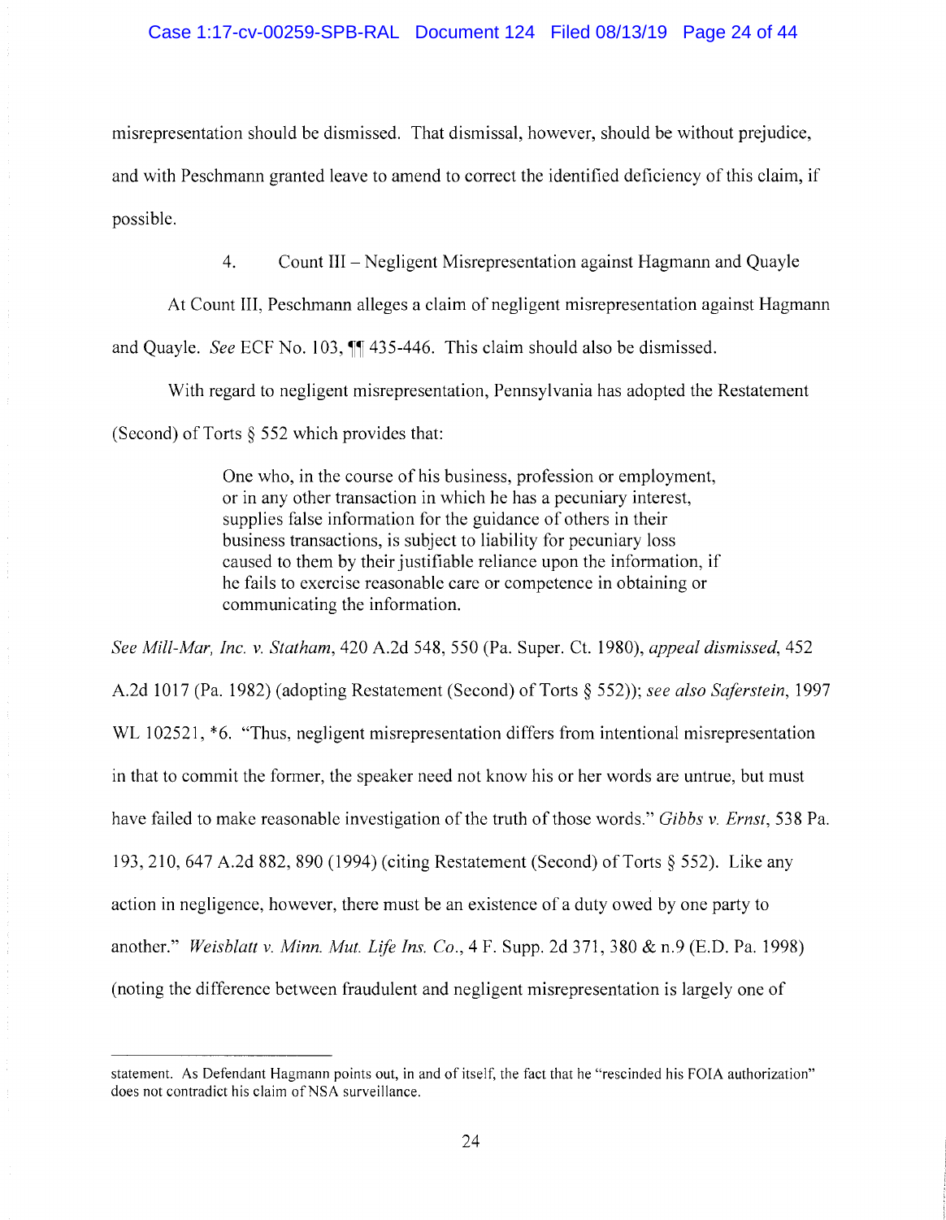misrepresentation should be dismissed. That dismissal, however, should be without prejudice, and with Peschmann granted leave to amend to correct the identified deficiency of this claim, if possible.

4. Count III – Negligent Misrepresentation against Hagmann and Quayle

At Count III, Peschmann alleges a claim of negligent misrepresentation against Hagmann and Quayle. *See* ECF No. 103, ¶¶ 435-446. This claim should also be dismissed.

With regard to negligent misrepresentation, Pennsylvania has adopted the Restatement (Second) of Torts § 552 which provides that:

> One who, in the course of his business, profession or employment, or in any other transaction in which he has a pecuniary interest, supplies false information for the guidance of others in their business transactions, is subject to liability for pecuniary loss caused to them by their justifiable reliance upon the information, if he fails to exercise reasonable care or competence in obtaining or communicating the information.

*See Mill-Mar, Inc. v. Statham*, 420 A.2d 548, 550 (Pa. Super. Ct. 1980), *appeal dismissed*, 452 A.2d 1017 (Pa. 1982) (adopting Restatement (Second) of Torts § 552)); *see also Saferstein*, 1997 WL 102521, *6. "Thus, negligent misrepresentation differs from intentional misrepresentation in that to commit the former, the speaker need not know his or her words are untrue, but must have failed to make reasonable investigation of the truth of those words." *Gibbs v. Ernst*, 538 Pa. 193, 210, 647 A.2d 882, 890 (1994) (citing Restatement (Second) of Torts § 552). Like any action in negligence, however, there must be an existence of a duty owed by one party to another." *Weisblatt v. Minn. Mut. Life Ins. Co.*, 4 F. Supp. 2d 371, 380 & n.9 (E.D. Pa. 1998) (noting the difference between fraudulent and negligent misrepresentation is largely one of

---

statement. As Defendant Hagmann points out, in and of itself, the fact that he "rescinded his FOIA authorization" does not contradict his claim of NSA surveillance.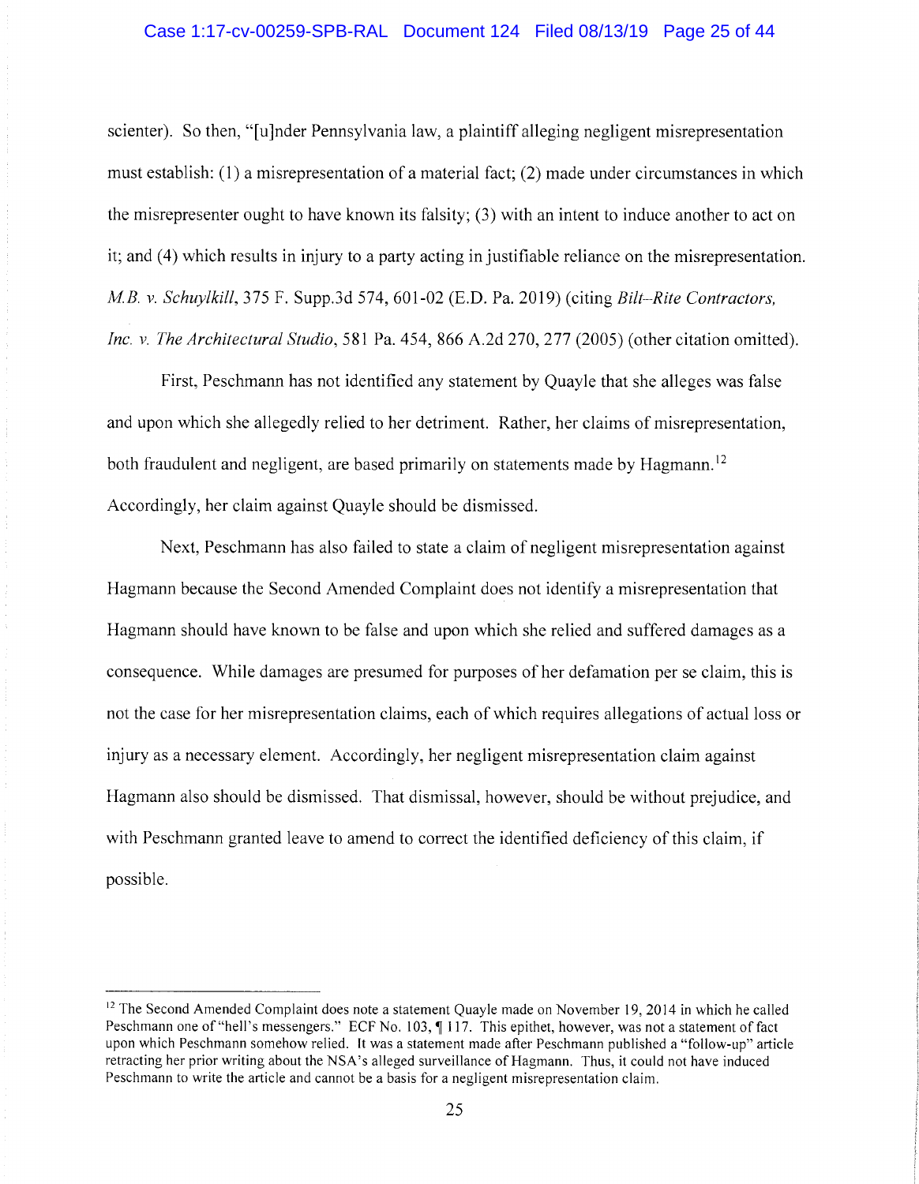scienter). So then, "[u]nder Pennsylvania law, a plaintiff alleging negligent misrepresentation must establish: (1) a misrepresentation of a material fact; (2) made under circumstances in which the misrepresenter ought to have known its falsity; (3) with an intent to induce another to act on it; and (4) which results in injury to a party acting in justifiable reliance on the misrepresentation. *M.B. v. Schuylkill*, 375 F. Supp.3d 574, 601-02 (E.D. Pa. 2019) (citing *Bilt–Rite Contractors, Inc. v. The Architectural Studio*, 581 Pa. 454, 866 A.2d 270, 277 (2005) (other citation omitted).

First, Peschmann has not identified any statement by Quayle that she alleges was false and upon which she allegedly relied to her detriment. Rather, her claims of misrepresentation, both fraudulent and negligent, are based primarily on statements made by Hagmann.[12] Accordingly, her claim against Quayle should be dismissed.

Next, Peschmann has also failed to state a claim of negligent misrepresentation against Hagmann because the Second Amended Complaint does not identify a misrepresentation that Hagmann should have known to be false and upon which she relied and suffered damages as a consequence. While damages are presumed for purposes of her defamation per se claim, this is not the case for her misrepresentation claims, each of which requires allegations of actual loss or injury as a necessary element. Accordingly, her negligent misrepresentation claim against Hagmann also should be dismissed. That dismissal, however, should be without prejudice, and with Peschmann granted leave to amend to correct the identified deficiency of this claim, if possible.

---

[12] The Second Amended Complaint does note a statement Quayle made on November 19, 2014 in which he called Peschmann one of "hell's messengers." ECF No. 103, ¶ 117. This epithet, however, was not a statement of fact upon which Peschmann somehow relied. It was a statement made after Peschmann published a "follow-up" article retracting her prior writing about the NSA's alleged surveillance of Hagmann. Thus, it could not have induced Peschmann to write the article and cannot be a basis for a negligent misrepresentation claim.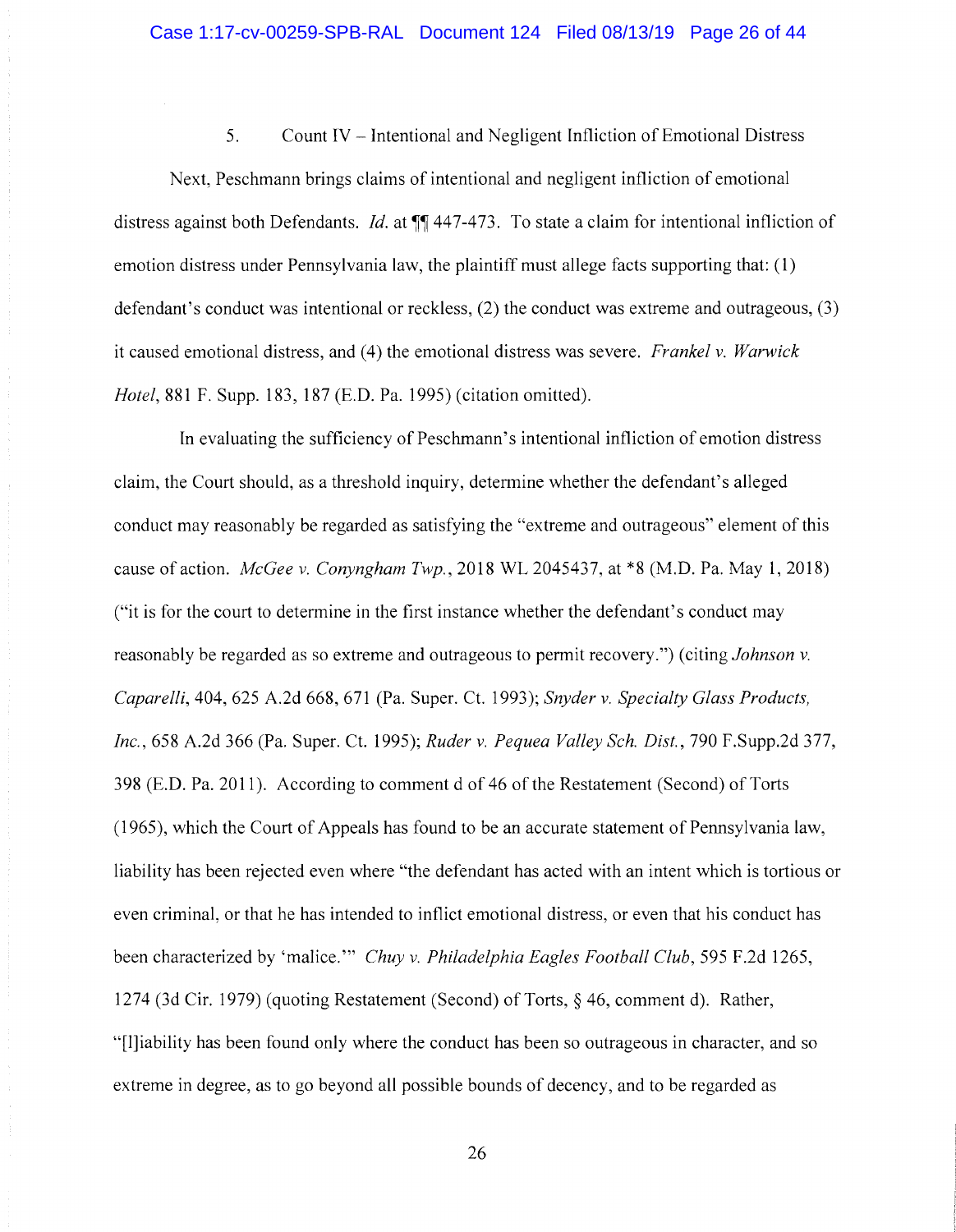5. Count IV – Intentional and Negligent Infliction of Emotional Distress

Next, Peschmann brings claims of intentional and negligent infliction of emotional distress against both Defendants. *Id.* at ¶¶ 447-473. To state a claim for intentional infliction of emotion distress under Pennsylvania law, the plaintiff must allege facts supporting that: (1) defendant's conduct was intentional or reckless, (2) the conduct was extreme and outrageous, (3) it caused emotional distress, and (4) the emotional distress was severe. *Frankel v. Warwick Hotel*, 881 F. Supp. 183, 187 (E.D. Pa. 1995) (citation omitted).

In evaluating the sufficiency of Peschmann's intentional infliction of emotion distress claim, the Court should, as a threshold inquiry, determine whether the defendant's alleged conduct may reasonably be regarded as satisfying the "extreme and outrageous" element of this cause of action. *McGee v. Conyngham Twp.*, 2018 WL 2045437, at *8 (M.D. Pa. May 1, 2018) ("it is for the court to determine in the first instance whether the defendant's conduct may reasonably be regarded as so extreme and outrageous to permit recovery.") (citing *Johnson v. Caparelli*, 404, 625 A.2d 668, 671 (Pa. Super. Ct. 1993); *Snyder v. Specialty Glass Products, Inc.*, 658 A.2d 366 (Pa. Super. Ct. 1995); *Ruder v. Pequea Valley Sch. Dist.*, 790 F.Supp.2d 377, 398 (E.D. Pa. 2011). According to comment d of 46 of the Restatement (Second) of Torts (1965), which the Court of Appeals has found to be an accurate statement of Pennsylvania law, liability has been rejected even where "the defendant has acted with an intent which is tortious or even criminal, or that he has intended to inflict emotional distress, or even that his conduct has been characterized by 'malice.'" *Chuy v. Philadelphia Eagles Football Club*, 595 F.2d 1265, 1274 (3d Cir. 1979) (quoting Restatement (Second) of Torts, § 46, comment d). Rather, "[l]iability has been found only where the conduct has been so outrageous in character, and so extreme in degree, as to go beyond all possible bounds of decency, and to be regarded as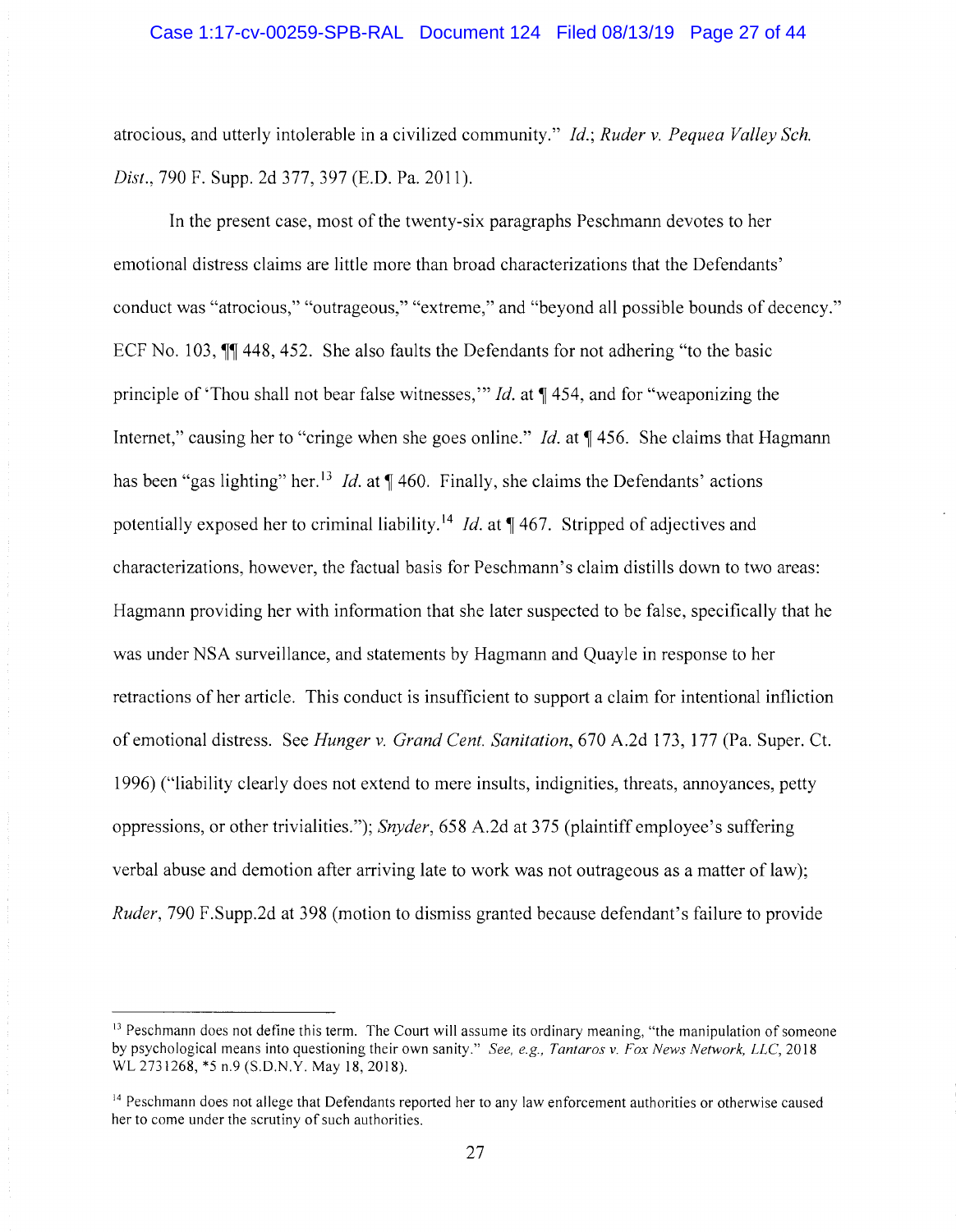atrocious, and utterly intolerable in a civilized community." *Id.*; *Ruder v. Pequea Valley Sch. Dist.*, 790 F. Supp. 2d 377, 397 (E.D. Pa. 2011).

In the present case, most of the twenty-six paragraphs Peschmann devotes to her emotional distress claims are little more than broad characterizations that the Defendants' conduct was "atrocious," "outrageous," "extreme," and "beyond all possible bounds of decency." ECF No. 103, ¶¶ 448, 452. She also faults the Defendants for not adhering "to the basic principle of 'Thou shall not bear false witnesses,'" *Id.* at ¶ 454, and for "weaponizing the Internet," causing her to "cringe when she goes online." *Id.* at ¶ 456. She claims that Hagmann has been "gas lighting" her.[13] *Id.* at ¶ 460. Finally, she claims the Defendants' actions potentially exposed her to criminal liability.[14] *Id.* at ¶ 467. Stripped of adjectives and characterizations, however, the factual basis for Peschmann's claim distills down to two areas: Hagmann providing her with information that she later suspected to be false, specifically that he was under NSA surveillance, and statements by Hagmann and Quayle in response to her retractions of her article. This conduct is insufficient to support a claim for intentional infliction of emotional distress. See *Hunger v. Grand Cent. Sanitation*, 670 A.2d 173, 177 (Pa. Super. Ct. 1996) ("liability clearly does not extend to mere insults, indignities, threats, annoyances, petty oppressions, or other trivialities."); *Snyder*, 658 A.2d at 375 (plaintiff employee's suffering verbal abuse and demotion after arriving late to work was not outrageous as a matter of law); *Ruder*, 790 F.Supp.2d at 398 (motion to dismiss granted because defendant's failure to provide

---

[13] Peschmann does not define this term. The Court will assume its ordinary meaning, "the manipulation of someone by psychological means into questioning their own sanity." *See, e.g., Tantaros v. Fox News Network, LLC*, 2018 WL 2731268, *5 n.9 (S.D.N.Y. May 18, 2018).

[14] Peschmann does not allege that Defendants reported her to any law enforcement authorities or otherwise caused her to come under the scrutiny of such authorities.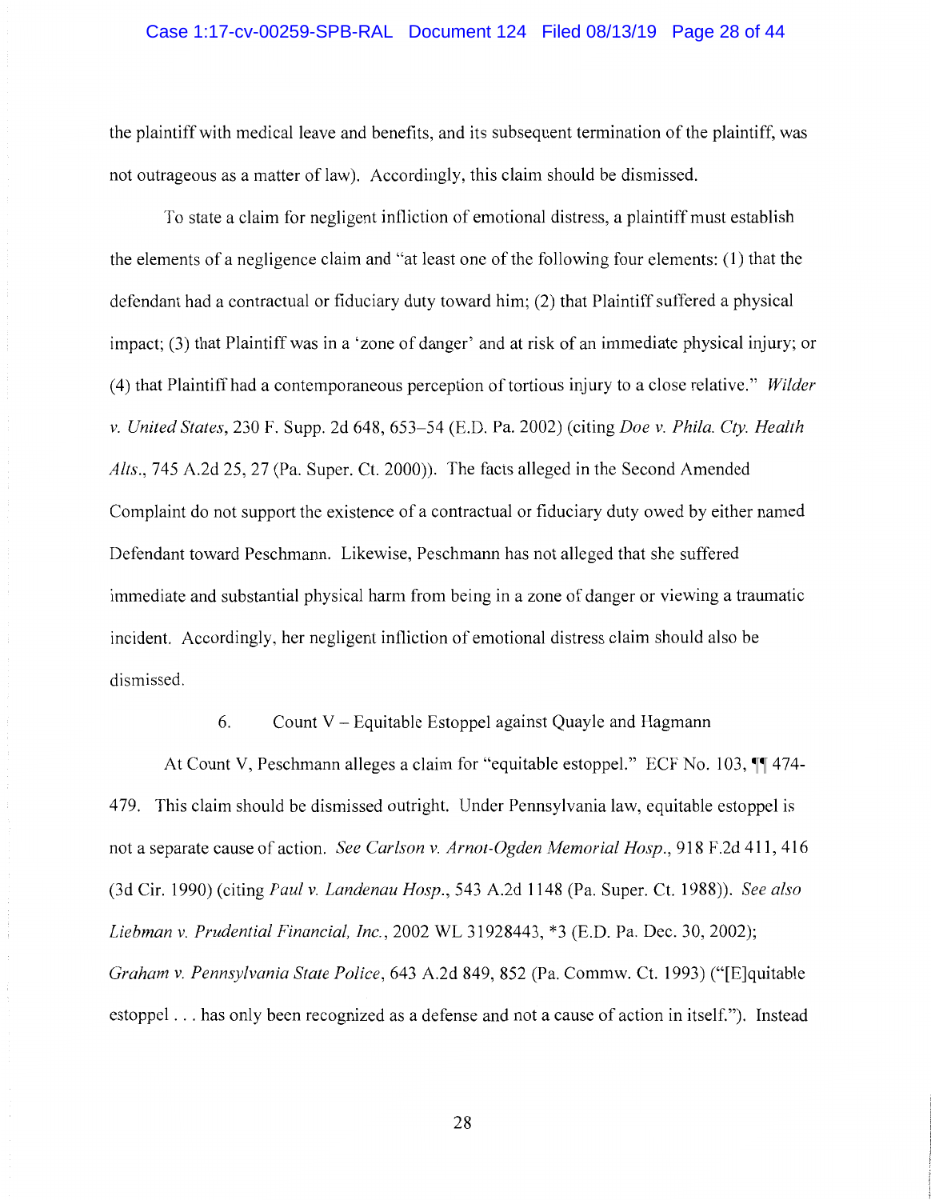the plaintiff with medical leave and benefits, and its subsequent termination of the plaintiff, was not outrageous as a matter of law). Accordingly, this claim should be dismissed.

To state a claim for negligent infliction of emotional distress, a plaintiff must establish the elements of a negligence claim and "at least one of the following four elements: (1) that the defendant had a contractual or fiduciary duty toward him; (2) that Plaintiff suffered a physical impact; (3) that Plaintiff was in a 'zone of danger' and at risk of an immediate physical injury; or (4) that Plaintiff had a contemporaneous perception of tortious injury to a close relative." *Wilder v. United States*, 230 F. Supp. 2d 648, 653–54 (E.D. Pa. 2002) (citing *Doe v. Phila. Cty. Health Alts.*, 745 A.2d 25, 27 (Pa. Super. Ct. 2000)). The facts alleged in the Second Amended Complaint do not support the existence of a contractual or fiduciary duty owed by either named Defendant toward Peschmann. Likewise, Peschmann has not alleged that she suffered immediate and substantial physical harm from being in a zone of danger or viewing a traumatic incident. Accordingly, her negligent infliction of emotional distress claim should also be dismissed.

6. Count V – Equitable Estoppel against Quayle and Hagmann

At Count V, Peschmann alleges a claim for "equitable estoppel." ECF No. 103, ¶¶ 474-479. This claim should be dismissed outright. Under Pennsylvania law, equitable estoppel is not a separate cause of action. *See Carlson v. Arnot-Ogden Memorial Hosp.*, 918 F.2d 411, 416 (3d Cir. 1990) (citing *Paul v. Landenau Hosp.*, 543 A.2d 1148 (Pa. Super. Ct. 1988)). *See also Liebman v. Prudential Financial, Inc.*, 2002 WL 31928443, *3 (E.D. Pa. Dec. 30, 2002); *Graham v. Pennsylvania State Police*, 643 A.2d 849, 852 (Pa. Commw. Ct. 1993) ("[E]quitable estoppel . . . has only been recognized as a defense and not a cause of action in itself."). Instead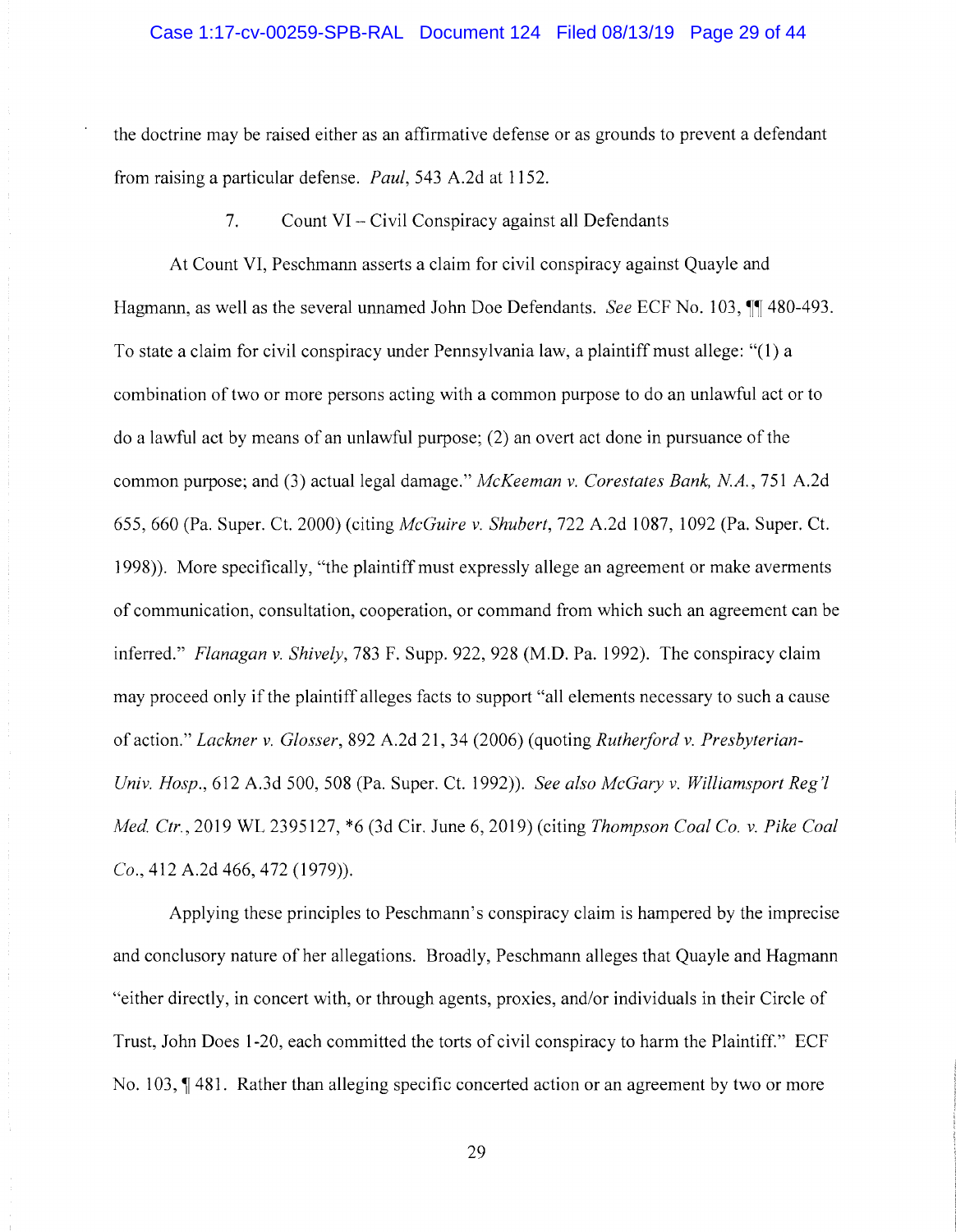the doctrine may be raised either as an affirmative defense or as grounds to prevent a defendant from raising a particular defense. *Paul*, 543 A.2d at 1152.

7. Count VI – Civil Conspiracy against all Defendants

At Count VI, Peschmann asserts a claim for civil conspiracy against Quayle and Hagmann, as well as the several unnamed John Doe Defendants. *See* ECF No. 103, ¶¶ 480-493. To state a claim for civil conspiracy under Pennsylvania law, a plaintiff must allege: "(1) a combination of two or more persons acting with a common purpose to do an unlawful act or to do a lawful act by means of an unlawful purpose; (2) an overt act done in pursuance of the common purpose; and (3) actual legal damage." *McKeeman v. Corestates Bank, N.A.*, 751 A.2d 655, 660 (Pa. Super. Ct. 2000) (citing *McGuire v. Shubert*, 722 A.2d 1087, 1092 (Pa. Super. Ct. 1998)). More specifically, "the plaintiff must expressly allege an agreement or make averments of communication, consultation, cooperation, or command from which such an agreement can be inferred." *Flanagan v. Shively*, 783 F. Supp. 922, 928 (M.D. Pa. 1992). The conspiracy claim may proceed only if the plaintiff alleges facts to support "all elements necessary to such a cause of action." *Lackner v. Glosser*, 892 A.2d 21, 34 (2006) (quoting *Rutherford v. Presbyterian-Univ. Hosp.*, 612 A.3d 500, 508 (Pa. Super. Ct. 1992)). *See also McGary v. Williamsport Reg'l Med. Ctr.*, 2019 WL 2395127, *6 (3d Cir. June 6, 2019) (citing *Thompson Coal Co. v. Pike Coal Co.*, 412 A.2d 466, 472 (1979)).

Applying these principles to Peschmann's conspiracy claim is hampered by the imprecise and conclusory nature of her allegations. Broadly, Peschmann alleges that Quayle and Hagmann "either directly, in concert with, or through agents, proxies, and/or individuals in their Circle of Trust, John Does 1-20, each committed the torts of civil conspiracy to harm the Plaintiff." ECF No. 103, ¶ 481. Rather than alleging specific concerted action or an agreement by two or more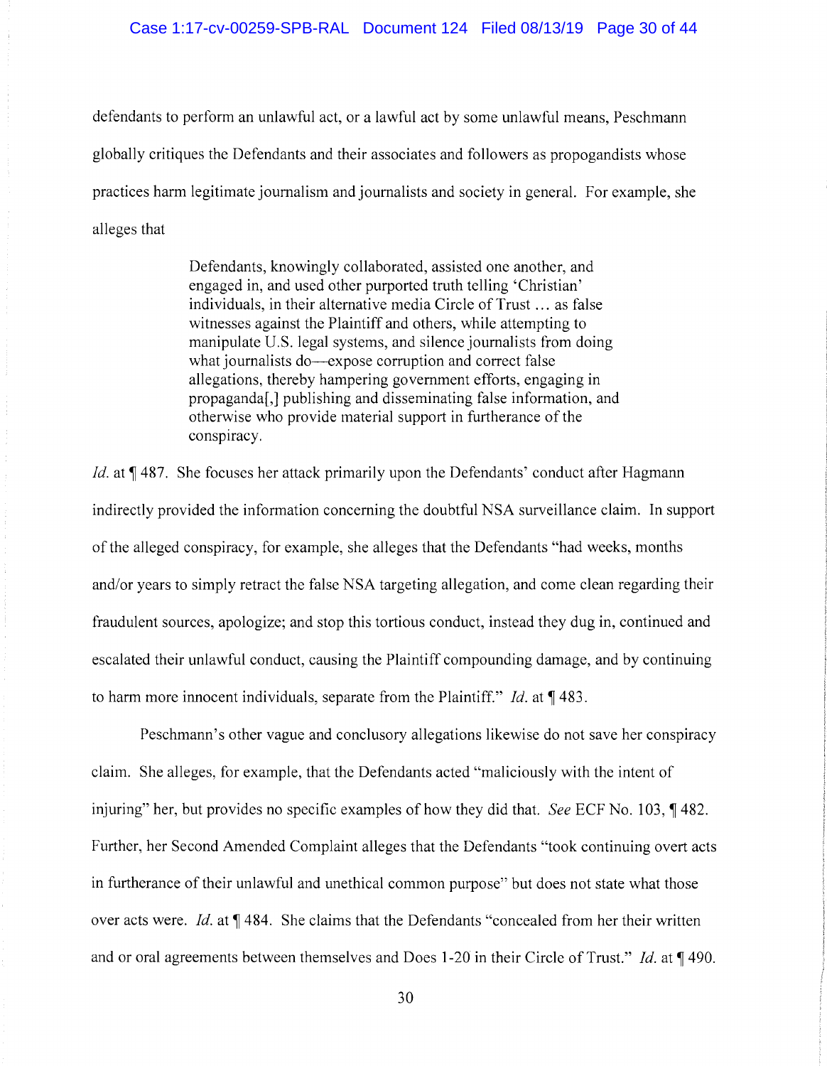defendants to perform an unlawful act, or a lawful act by some unlawful means, Peschmann globally critiques the Defendants and their associates and followers as propogandists whose practices harm legitimate journalism and journalists and society in general. For example, she alleges that

> Defendants, knowingly collaborated, assisted one another, and engaged in, and used other purported truth telling 'Christian' individuals, in their alternative media Circle of Trust … as false witnesses against the Plaintiff and others, while attempting to manipulate U.S. legal systems, and silence journalists from doing what journalists do—expose corruption and correct false allegations, thereby hampering government efforts, engaging in propaganda[,] publishing and disseminating false information, and otherwise who provide material support in furtherance of the conspiracy.

*Id.* at ¶ 487. She focuses her attack primarily upon the Defendants' conduct after Hagmann indirectly provided the information concerning the doubtful NSA surveillance claim. In support of the alleged conspiracy, for example, she alleges that the Defendants "had weeks, months and/or years to simply retract the false NSA targeting allegation, and come clean regarding their fraudulent sources, apologize; and stop this tortious conduct, instead they dug in, continued and escalated their unlawful conduct, causing the Plaintiff compounding damage, and by continuing to harm more innocent individuals, separate from the Plaintiff." *Id.* at ¶ 483.

Peschmann's other vague and conclusory allegations likewise do not save her conspiracy claim. She alleges, for example, that the Defendants acted "maliciously with the intent of injuring" her, but provides no specific examples of how they did that. *See* ECF No. 103, ¶ 482. Further, her Second Amended Complaint alleges that the Defendants "took continuing overt acts in furtherance of their unlawful and unethical common purpose" but does not state what those over acts were. *Id.* at ¶ 484. She claims that the Defendants "concealed from her their written and or oral agreements between themselves and Does 1-20 in their Circle of Trust." *Id.* at ¶ 490.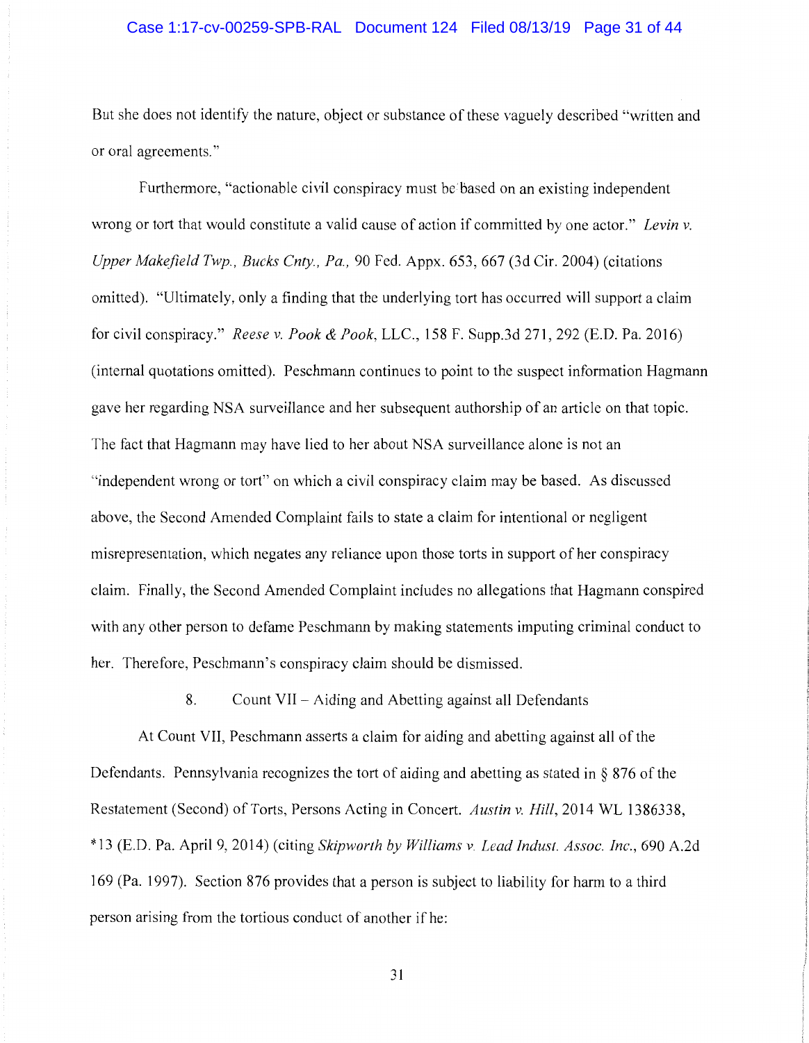But she does not identify the nature, object or substance of these vaguely described "written and or oral agreements."

Furthermore, "actionable civil conspiracy must be based on an existing independent wrong or tort that would constitute a valid cause of action if committed by one actor." *Levin v. Upper Makefield Twp., Bucks Cnty., Pa.*, 90 Fed. Appx. 653, 667 (3d Cir. 2004) (citations omitted). "Ultimately, only a finding that the underlying tort has occurred will support a claim for civil conspiracy." *Reese v. Pook & Pook*, LLC., 158 F. Supp.3d 271, 292 (E.D. Pa. 2016) (internal quotations omitted). Peschmann continues to point to the suspect information Hagmann gave her regarding NSA surveillance and her subsequent authorship of an article on that topic. The fact that Hagmann may have lied to her about NSA surveillance alone is not an "independent wrong or tort" on which a civil conspiracy claim may be based. As discussed above, the Second Amended Complaint fails to state a claim for intentional or negligent misrepresentation, which negates any reliance upon those torts in support of her conspiracy claim. Finally, the Second Amended Complaint includes no allegations that Hagmann conspired with any other person to defame Peschmann by making statements imputing criminal conduct to her. Therefore, Peschmann's conspiracy claim should be dismissed.

8. Count VII – Aiding and Abetting against all Defendants

At Count VII, Peschmann asserts a claim for aiding and abetting against all of the Defendants. Pennsylvania recognizes the tort of aiding and abetting as stated in § 876 of the Restatement (Second) of Torts, Persons Acting in Concert. *Austin v. Hill*, 2014 WL 1386338, *13 (E.D. Pa. April 9, 2014) (citing *Skipworth by Williams v. Lead Indust. Assoc. Inc.*, 690 A.2d 169 (Pa. 1997). Section 876 provides that a person is subject to liability for harm to a third person arising from the tortious conduct of another if he: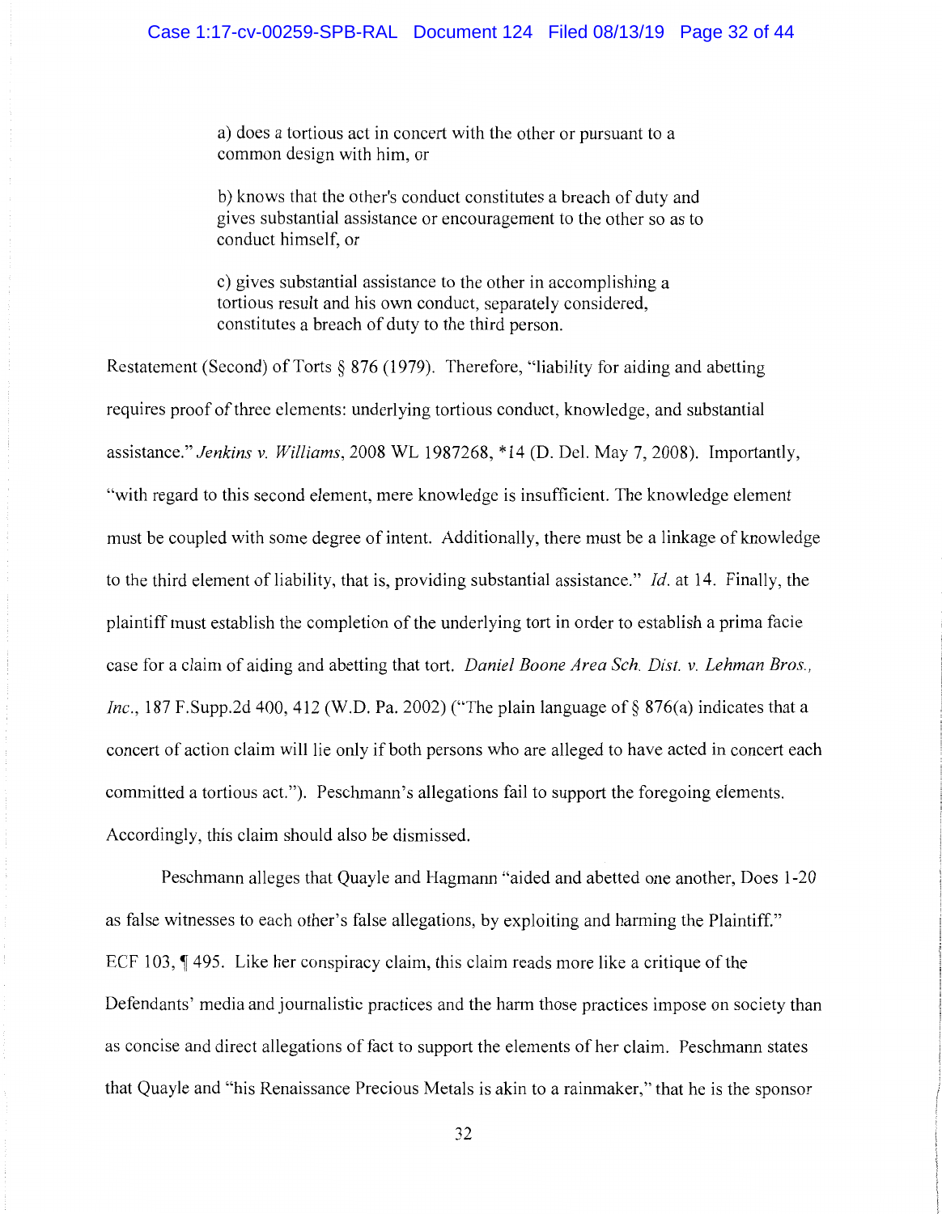> a) does a tortious act in concert with the other or pursuant to a common design with him, or
>
> b) knows that the other's conduct constitutes a breach of duty and gives substantial assistance or encouragement to the other so as to conduct himself, or
>
> c) gives substantial assistance to the other in accomplishing a tortious result and his own conduct, separately considered, constitutes a breach of duty to the third person.

Restatement (Second) of Torts § 876 (1979). Therefore, "liability for aiding and abetting requires proof of three elements: underlying tortious conduct, knowledge, and substantial assistance." *Jenkins v. Williams*, 2008 WL 1987268, *14 (D. Del. May 7, 2008). Importantly, "with regard to this second element, mere knowledge is insufficient. The knowledge element must be coupled with some degree of intent. Additionally, there must be a linkage of knowledge to the third element of liability, that is, providing substantial assistance." *Id.* at 14. Finally, the plaintiff must establish the completion of the underlying tort in order to establish a prima facie case for a claim of aiding and abetting that tort. *Daniel Boone Area Sch. Dist. v. Lehman Bros., Inc.*, 187 F.Supp.2d 400, 412 (W.D. Pa. 2002) ("The plain language of § 876(a) indicates that a concert of action claim will lie only if both persons who are alleged to have acted in concert each committed a tortious act."). Peschmann's allegations fail to support the foregoing elements. Accordingly, this claim should also be dismissed.

Peschmann alleges that Quayle and Hagmann "aided and abetted one another, Does 1-20 as false witnesses to each other's false allegations, by exploiting and harming the Plaintiff." ECF 103, ¶ 495. Like her conspiracy claim, this claim reads more like a critique of the Defendants' media and journalistic practices and the harm those practices impose on society than as concise and direct allegations of fact to support the elements of her claim. Peschmann states that Quayle and "his Renaissance Precious Metals is akin to a rainmaker," that he is the sponsor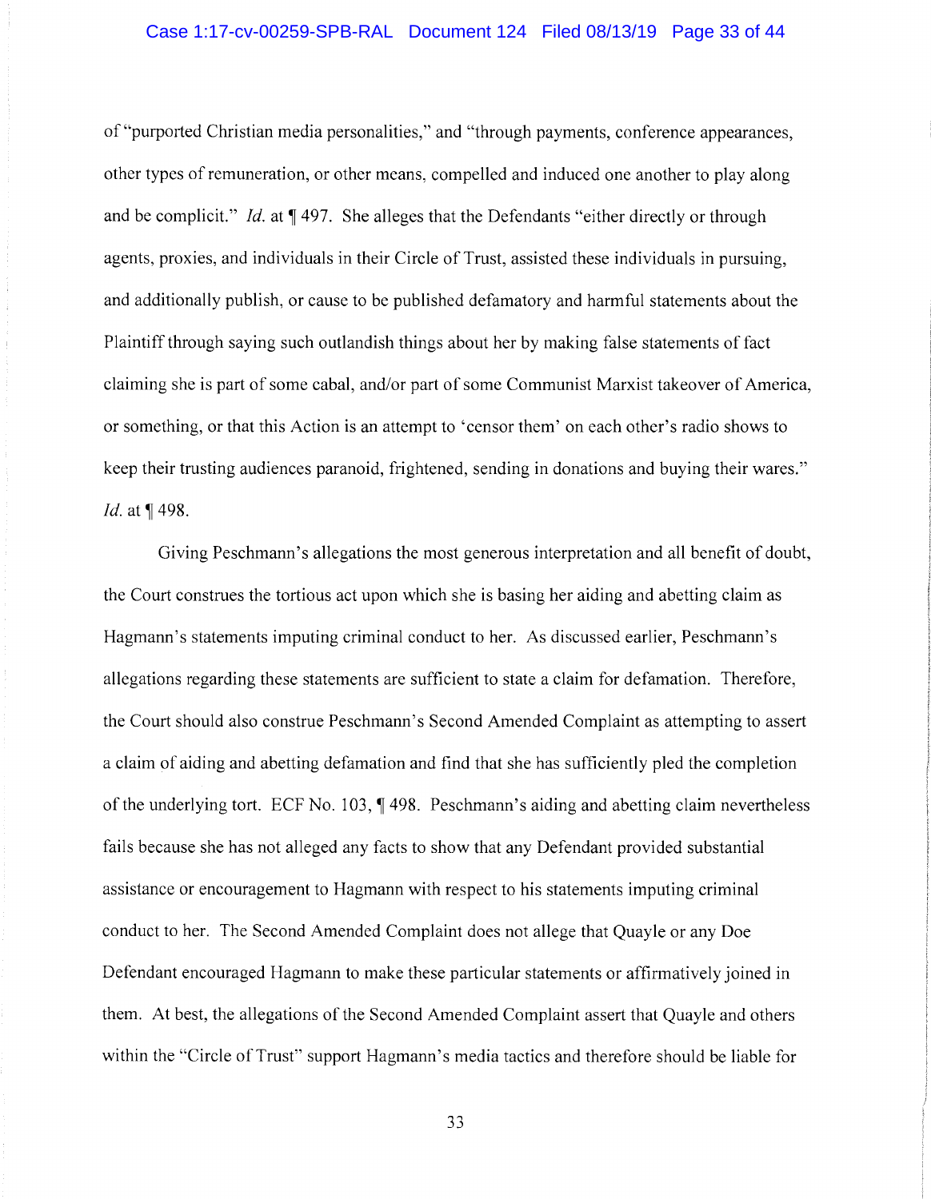of "purported Christian media personalities," and "through payments, conference appearances, other types of remuneration, or other means, compelled and induced one another to play along and be complicit." *Id.* at ¶ 497. She alleges that the Defendants "either directly or through agents, proxies, and individuals in their Circle of Trust, assisted these individuals in pursuing, and additionally publish, or cause to be published defamatory and harmful statements about the Plaintiff through saying such outlandish things about her by making false statements of fact claiming she is part of some cabal, and/or part of some Communist Marxist takeover of America, or something, or that this Action is an attempt to 'censor them' on each other's radio shows to keep their trusting audiences paranoid, frightened, sending in donations and buying their wares." *Id.* at ¶ 498.

Giving Peschmann's allegations the most generous interpretation and all benefit of doubt, the Court construes the tortious act upon which she is basing her aiding and abetting claim as Hagmann's statements imputing criminal conduct to her. As discussed earlier, Peschmann's allegations regarding these statements are sufficient to state a claim for defamation. Therefore, the Court should also construe Peschmann's Second Amended Complaint as attempting to assert a claim of aiding and abetting defamation and find that she has sufficiently pled the completion of the underlying tort. ECF No. 103, ¶ 498. Peschmann's aiding and abetting claim nevertheless fails because she has not alleged any facts to show that any Defendant provided substantial assistance or encouragement to Hagmann with respect to his statements imputing criminal conduct to her. The Second Amended Complaint does not allege that Quayle or any Doe Defendant encouraged Hagmann to make these particular statements or affirmatively joined in them. At best, the allegations of the Second Amended Complaint assert that Quayle and others within the "Circle of Trust" support Hagmann's media tactics and therefore should be liable for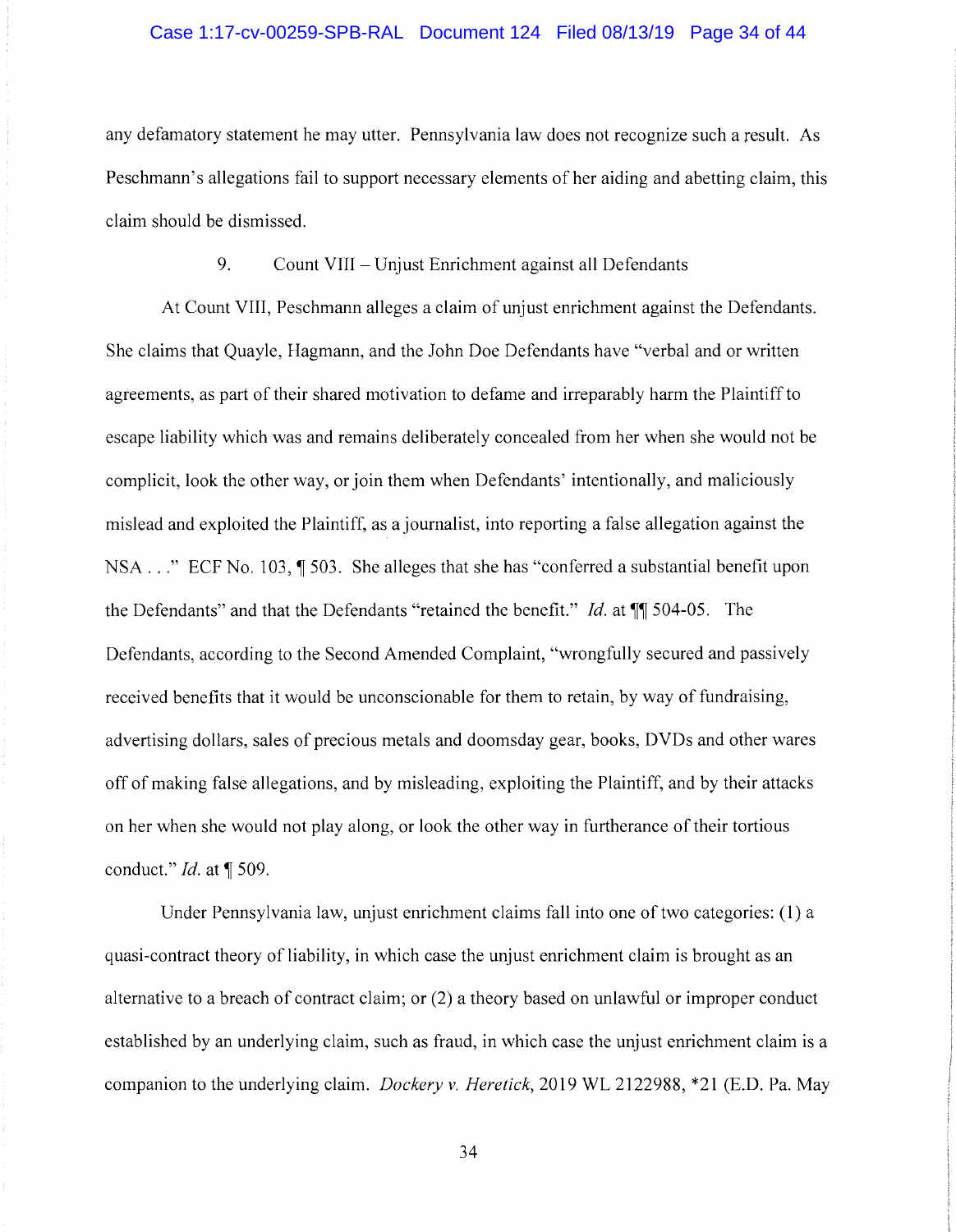any defamatory statement he may utter. Pennsylvania law does not recognize such a result. As Peschmann's allegations fail to support necessary elements of her aiding and abetting claim, this claim should be dismissed.

9. Count VIII – Unjust Enrichment against all Defendants

At Count VIII, Peschmann alleges a claim of unjust enrichment against the Defendants. She claims that Quayle, Hagmann, and the John Doe Defendants have "verbal and or written agreements, as part of their shared motivation to defame and irreparably harm the Plaintiff to escape liability which was and remains deliberately concealed from her when she would not be complicit, look the other way, or join them when Defendants' intentionally, and maliciously mislead and exploited the Plaintiff, as a journalist, into reporting a false allegation against the NSA . . ." ECF No. 103, ¶ 503. She alleges that she has "conferred a substantial benefit upon the Defendants" and that the Defendants "retained the benefit." *Id.* at ¶¶ 504-05. The Defendants, according to the Second Amended Complaint, "wrongfully secured and passively received benefits that it would be unconscionable for them to retain, by way of fundraising, advertising dollars, sales of precious metals and doomsday gear, books, DVDs and other wares off of making false allegations, and by misleading, exploiting the Plaintiff, and by their attacks on her when she would not play along, or look the other way in furtherance of their tortious conduct." *Id.* at ¶ 509.

Under Pennsylvania law, unjust enrichment claims fall into one of two categories: (1) a quasi-contract theory of liability, in which case the unjust enrichment claim is brought as an alternative to a breach of contract claim; or (2) a theory based on unlawful or improper conduct established by an underlying claim, such as fraud, in which case the unjust enrichment claim is a companion to the underlying claim. *Dockery v. Heretick*, 2019 WL 2122988, \*21 (E.D. Pa. May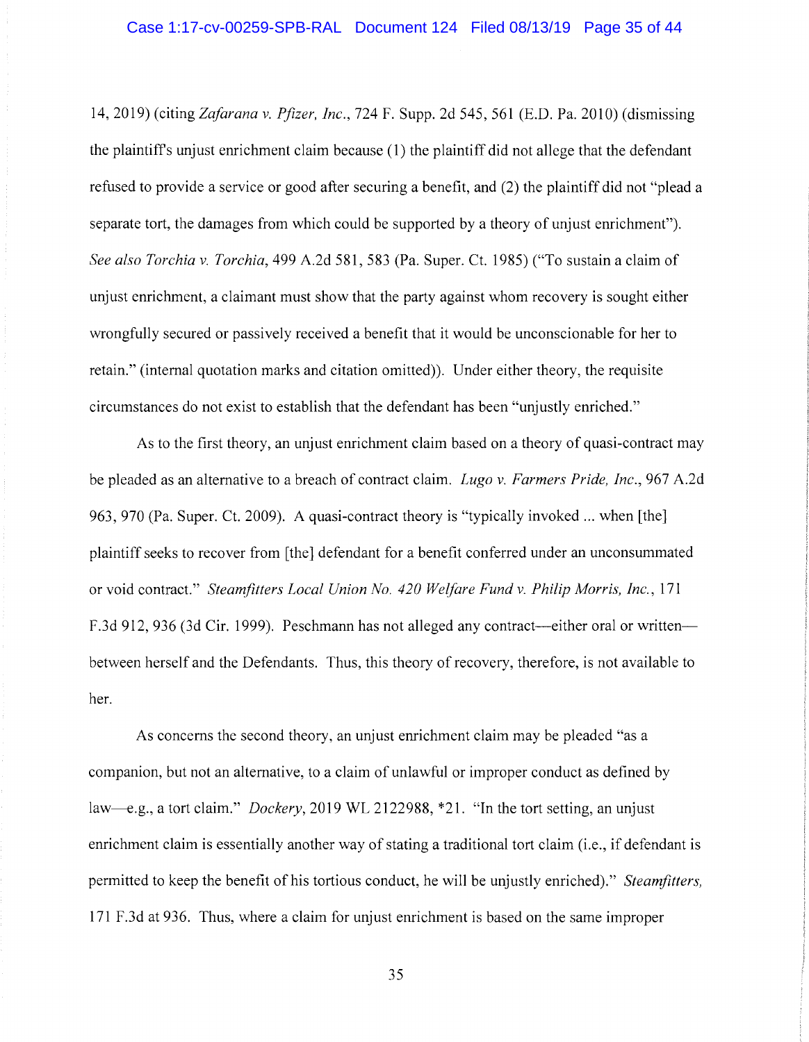14, 2019) (citing *Zafarana v. Pfizer, Inc.*, 724 F. Supp. 2d 545, 561 (E.D. Pa. 2010) (dismissing the plaintiff's unjust enrichment claim because (1) the plaintiff did not allege that the defendant refused to provide a service or good after securing a benefit, and (2) the plaintiff did not "plead a separate tort, the damages from which could be supported by a theory of unjust enrichment"). *See also Torchia v. Torchia*, 499 A.2d 581, 583 (Pa. Super. Ct. 1985) ("To sustain a claim of unjust enrichment, a claimant must show that the party against whom recovery is sought either wrongfully secured or passively received a benefit that it would be unconscionable for her to retain." (internal quotation marks and citation omitted)). Under either theory, the requisite circumstances do not exist to establish that the defendant has been "unjustly enriched."

As to the first theory, an unjust enrichment claim based on a theory of quasi-contract may be pleaded as an alternative to a breach of contract claim. *Lugo v. Farmers Pride, Inc.*, 967 A.2d 963, 970 (Pa. Super. Ct. 2009). A quasi-contract theory is "typically invoked ... when [the] plaintiff seeks to recover from [the] defendant for a benefit conferred under an unconsummated or void contract." *Steamfitters Local Union No. 420 Welfare Fund v. Philip Morris, Inc.*, 171 F.3d 912, 936 (3d Cir. 1999). Peschmann has not alleged any contract—either oral or written—between herself and the Defendants. Thus, this theory of recovery, therefore, is not available to her.

As concerns the second theory, an unjust enrichment claim may be pleaded "as a companion, but not an alternative, to a claim of unlawful or improper conduct as defined by law—e.g., a tort claim." *Dockery*, 2019 WL 2122988, *21. "In the tort setting, an unjust enrichment claim is essentially another way of stating a traditional tort claim (i.e., if defendant is permitted to keep the benefit of his tortious conduct, he will be unjustly enriched)." *Steamfitters*, 171 F.3d at 936. Thus, where a claim for unjust enrichment is based on the same improper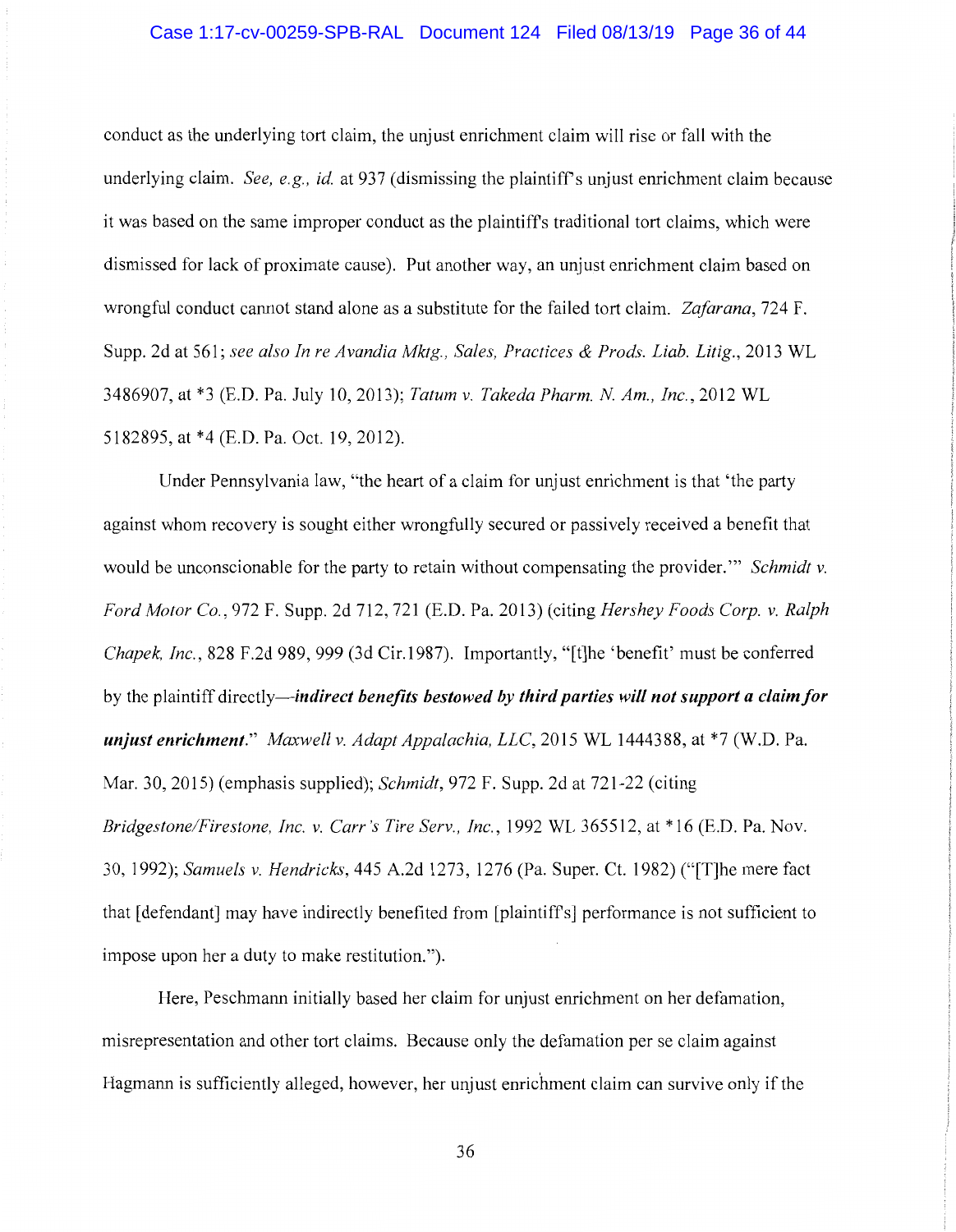conduct as the underlying tort claim, the unjust enrichment claim will rise or fall with the underlying claim. *See, e.g., id.* at 937 (dismissing the plaintiff's unjust enrichment claim because it was based on the same improper conduct as the plaintiff's traditional tort claims, which were dismissed for lack of proximate cause). Put another way, an unjust enrichment claim based on wrongful conduct cannot stand alone as a substitute for the failed tort claim. *Zafarana*, 724 F. Supp. 2d at 561; *see also In re Avandia Mktg., Sales, Practices & Prods. Liab. Litig.*, 2013 WL 3486907, at *3 (E.D. Pa. July 10, 2013); *Tatum v. Takeda Pharm. N. Am., Inc.*, 2012 WL 5182895, at *4 (E.D. Pa. Oct. 19, 2012).

Under Pennsylvania law, "the heart of a claim for unjust enrichment is that 'the party against whom recovery is sought either wrongfully secured or passively received a benefit that would be unconscionable for the party to retain without compensating the provider.'" *Schmidt v. Ford Motor Co.*, 972 F. Supp. 2d 712, 721 (E.D. Pa. 2013) (citing *Hershey Foods Corp. v. Ralph Chapek, Inc.*, 828 F.2d 989, 999 (3d Cir.1987). Importantly, "[t]he 'benefit' must be conferred by the plaintiff directly—***indirect benefits bestowed by third parties will not support a claim for unjust enrichment***." *Maxwell v. Adapt Appalachia, LLC*, 2015 WL 1444388, at *7 (W.D. Pa. Mar. 30, 2015) (emphasis supplied); *Schmidt*, 972 F. Supp. 2d at 721-22 (citing *Bridgestone/Firestone, Inc. v. Carr's Tire Serv., Inc.*, 1992 WL 365512, at *16 (E.D. Pa. Nov. 30, 1992); *Samuels v. Hendricks*, 445 A.2d 1273, 1276 (Pa. Super. Ct. 1982) ("[T]he mere fact that [defendant] may have indirectly benefited from [plaintiff's] performance is not sufficient to impose upon her a duty to make restitution.").

Here, Peschmann initially based her claim for unjust enrichment on her defamation, misrepresentation and other tort claims. Because only the defamation per se claim against Hagmann is sufficiently alleged, however, her unjust enrichment claim can survive only if the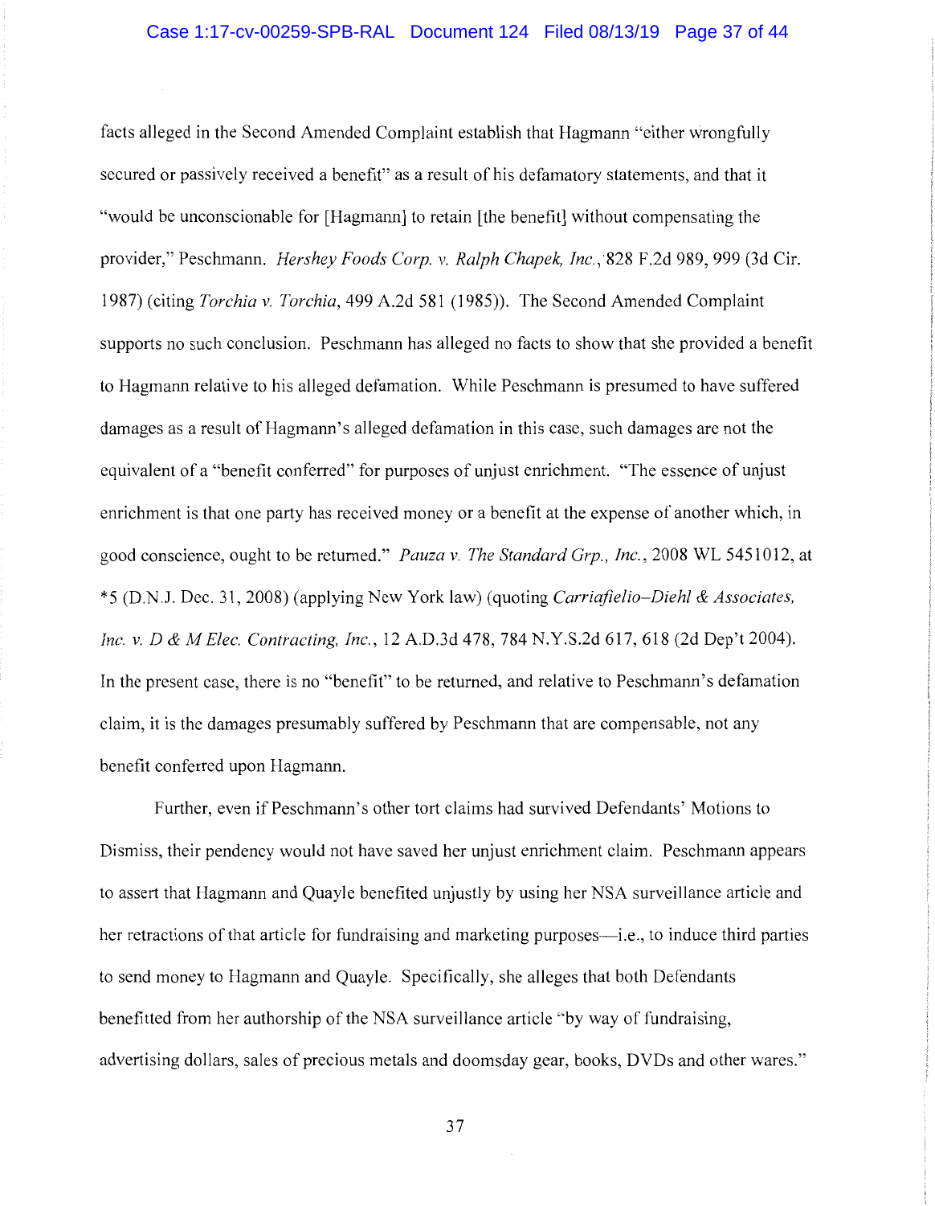facts alleged in the Second Amended Complaint establish that Hagmann "either wrongfully secured or passively received a benefit" as a result of his defamatory statements, and that it "would be unconscionable for [Hagmann] to retain [the benefit] without compensating the provider," Peschmann. *Hershey Foods Corp. v. Ralph Chapek, Inc.*, 828 F.2d 989, 999 (3d Cir. 1987) (citing *Torchia v. Torchia*, 499 A.2d 581 (1985)). The Second Amended Complaint supports no such conclusion. Peschmann has alleged no facts to show that she provided a benefit to Hagmann relative to his alleged defamation. While Peschmann is presumed to have suffered damages as a result of Hagmann's alleged defamation in this case, such damages are not the equivalent of a "benefit conferred" for purposes of unjust enrichment. "The essence of unjust enrichment is that one party has received money or a benefit at the expense of another which, in good conscience, ought to be returned." *Pauza v. The Standard Grp., Inc.*, 2008 WL 5451012, at *5 (D.N.J. Dec. 31, 2008) (applying New York law) (quoting *Carriafielio–Diehl & Associates, Inc. v. D & M Elec. Contracting, Inc.*, 12 A.D.3d 478, 784 N.Y.S.2d 617, 618 (2d Dep't 2004). In the present case, there is no "benefit" to be returned, and relative to Peschmann's defamation claim, it is the damages presumably suffered by Peschmann that are compensable, not any benefit conferred upon Hagmann.

Further, even if Peschmann's other tort claims had survived Defendants' Motions to Dismiss, their pendency would not have saved her unjust enrichment claim. Peschmann appears to assert that Hagmann and Quayle benefited unjustly by using her NSA surveillance article and her retractions of that article for fundraising and marketing purposes—i.e., to induce third parties to send money to Hagmann and Quayle. Specifically, she alleges that both Defendants benefitted from her authorship of the NSA surveillance article "by way of fundraising, advertising dollars, sales of precious metals and doomsday gear, books, DVDs and other wares."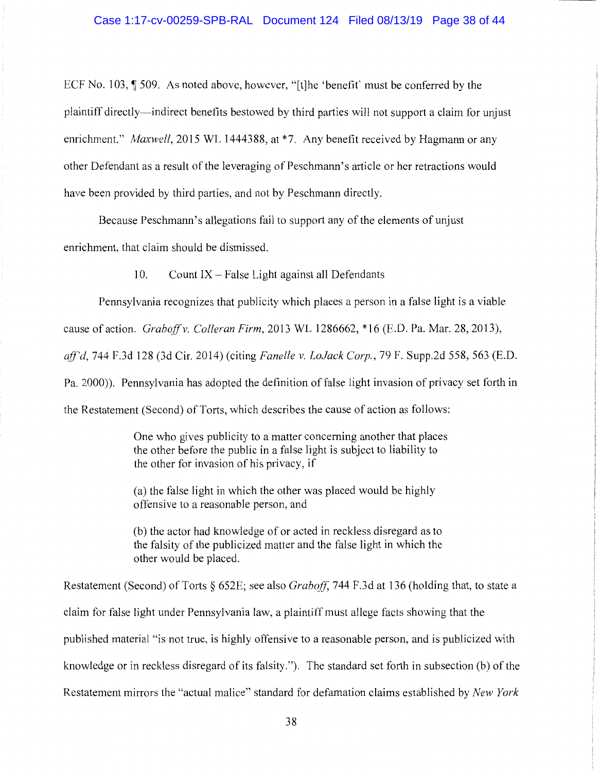ECF No. 103, ¶ 509. As noted above, however, "[t]he 'benefit' must be conferred by the plaintiff directly—indirect benefits bestowed by third parties will not support a claim for unjust enrichment." *Maxwell*, 2015 WL 1444388, at *7. Any benefit received by Hagmann or any other Defendant as a result of the leveraging of Peschmann's article or her retractions would have been provided by third parties, and not by Peschmann directly.

Because Peschmann's allegations fail to support any of the elements of unjust enrichment, that claim should be dismissed.

10. Count IX – False Light against all Defendants

Pennsylvania recognizes that publicity which places a person in a false light is a viable cause of action. *Graboff v. Colleran Firm*, 2013 WL 1286662, *16 (E.D. Pa. Mar. 28, 2013), *aff'd*, 744 F.3d 128 (3d Cir. 2014) (citing *Fanelle v. LoJack Corp.*, 79 F. Supp.2d 558, 563 (E.D. Pa. 2000)). Pennsylvania has adopted the definition of false light invasion of privacy set forth in the Restatement (Second) of Torts, which describes the cause of action as follows:

> One who gives publicity to a matter concerning another that places the other before the public in a false light is subject to liability to the other for invasion of his privacy, if
>
> (a) the false light in which the other was placed would be highly offensive to a reasonable person, and
>
> (b) the actor had knowledge of or acted in reckless disregard as to the falsity of the publicized matter and the false light in which the other would be placed.

Restatement (Second) of Torts § 652E; see also *Graboff*, 744 F.3d at 136 (holding that, to state a claim for false light under Pennsylvania law, a plaintiff must allege facts showing that the published material "is not true, is highly offensive to a reasonable person, and is publicized with knowledge or in reckless disregard of its falsity."). The standard set forth in subsection (b) of the Restatement mirrors the "actual malice" standard for defamation claims established by *New York*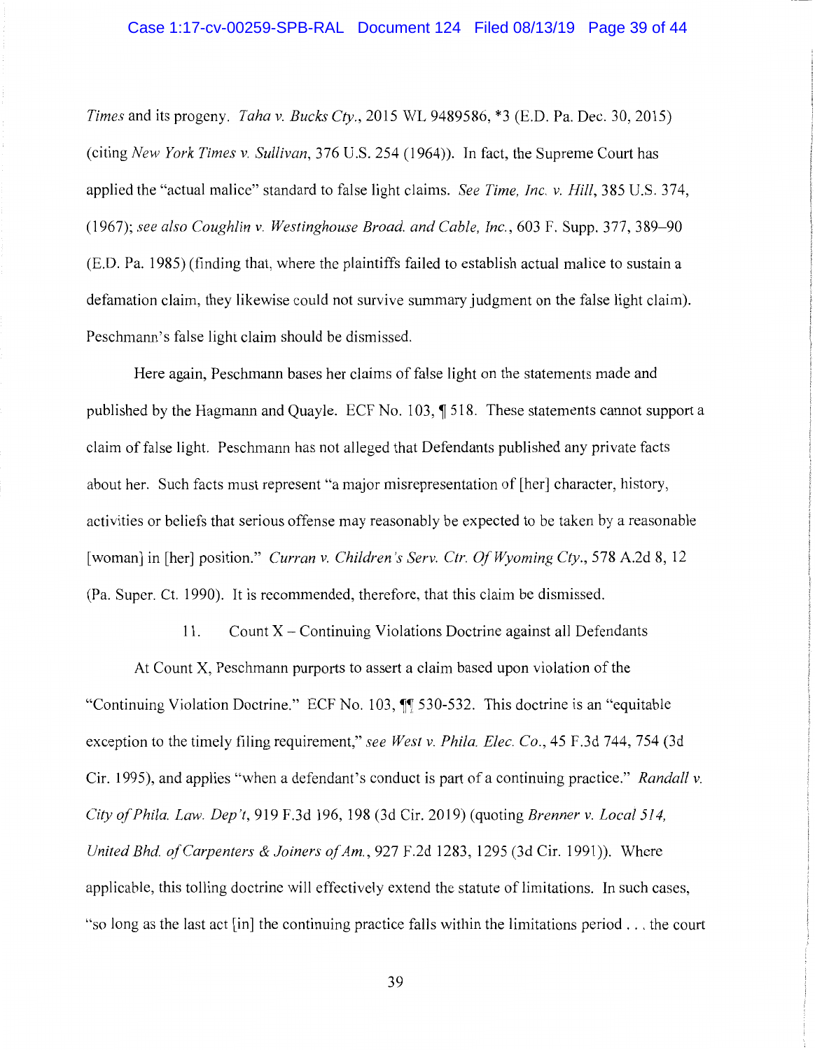*Times* and its progeny. *Taha v. Bucks Cty.*, 2015 WL 9489586, *3 (E.D. Pa. Dec. 30, 2015) (citing *New York Times v. Sullivan*, 376 U.S. 254 (1964)). In fact, the Supreme Court has applied the "actual malice" standard to false light claims. *See Time, Inc. v. Hill*, 385 U.S. 374, (1967); *see also Coughlin v. Westinghouse Broad. and Cable, Inc.*, 603 F. Supp. 377, 389–90 (E.D. Pa. 1985) (finding that, where the plaintiffs failed to establish actual malice to sustain a defamation claim, they likewise could not survive summary judgment on the false light claim). Peschmann's false light claim should be dismissed.

Here again, Peschmann bases her claims of false light on the statements made and published by the Hagmann and Quayle. ECF No. 103, ¶ 518. These statements cannot support a claim of false light. Peschmann has not alleged that Defendants published any private facts about her. Such facts must represent "a major misrepresentation of [her] character, history, activities or beliefs that serious offense may reasonably be expected to be taken by a reasonable [woman] in [her] position." *Curran v. Children's Serv. Ctr. Of Wyoming Cty.*, 578 A.2d 8, 12 (Pa. Super. Ct. 1990). It is recommended, therefore, that this claim be dismissed.

11. Count X – Continuing Violations Doctrine against all Defendants

At Count X, Peschmann purports to assert a claim based upon violation of the "Continuing Violation Doctrine." ECF No. 103, ¶¶ 530-532. This doctrine is an "equitable exception to the timely filing requirement," *see West v. Phila. Elec. Co.*, 45 F.3d 744, 754 (3d Cir. 1995), and applies "when a defendant's conduct is part of a continuing practice." *Randall v. City of Phila. Law. Dep't*, 919 F.3d 196, 198 (3d Cir. 2019) (quoting *Brenner v. Local 514, United Bhd. of Carpenters & Joiners of Am.*, 927 F.2d 1283, 1295 (3d Cir. 1991)). Where applicable, this tolling doctrine will effectively extend the statute of limitations. In such cases, "so long as the last act [in] the continuing practice falls within the limitations period . . . the court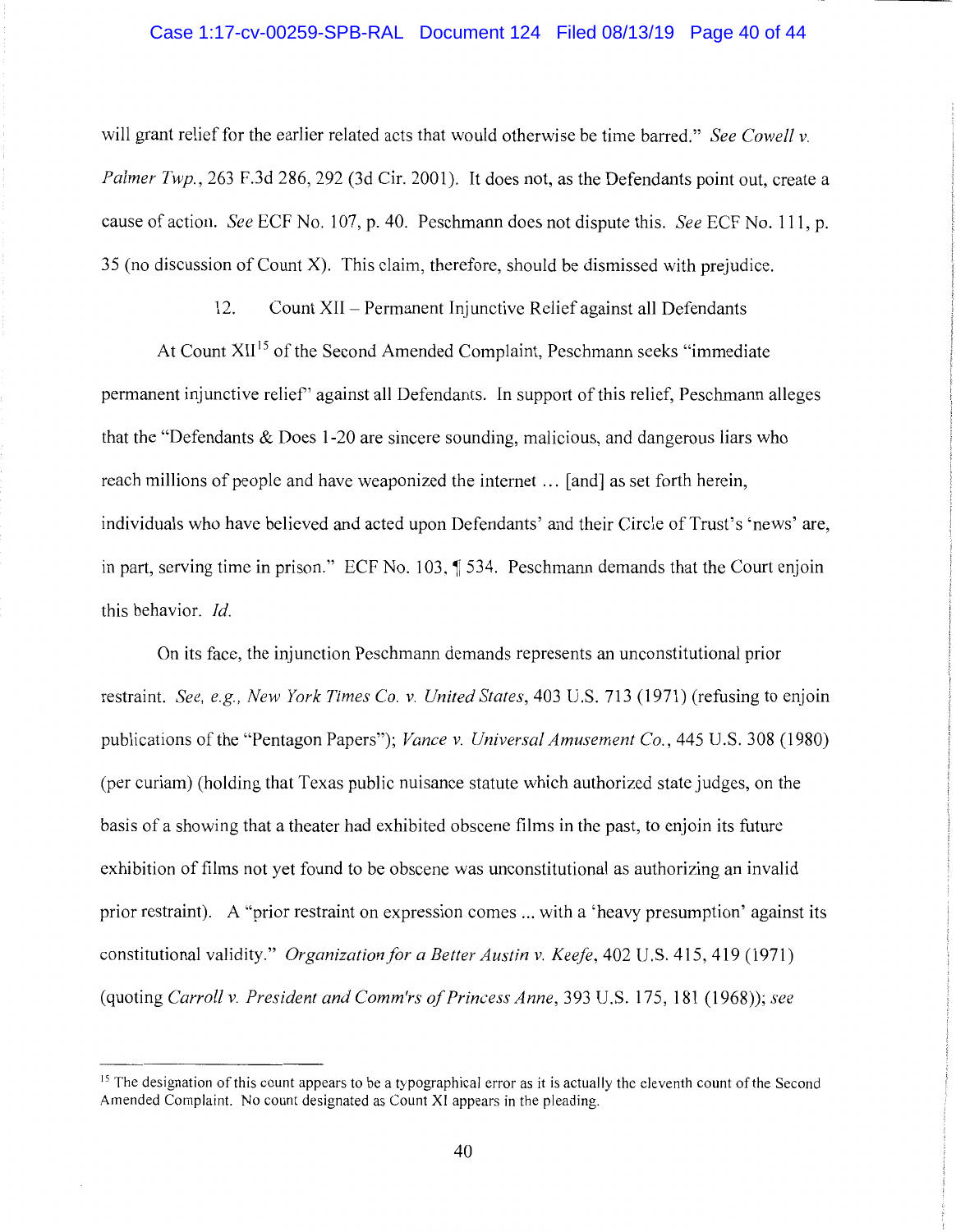will grant relief for the earlier related acts that would otherwise be time barred." *See Cowell v. Palmer Twp.*, 263 F.3d 286, 292 (3d Cir. 2001). It does not, as the Defendants point out, create a cause of action. *See* ECF No. 107, p. 40. Peschmann does not dispute this. *See* ECF No. 111, p. 35 (no discussion of Count X). This claim, therefore, should be dismissed with prejudice.

12. Count XII – Permanent Injunctive Relief against all Defendants

At Count XII[15] of the Second Amended Complaint, Peschmann seeks "immediate permanent injunctive relief" against all Defendants. In support of this relief, Peschmann alleges that the "Defendants & Does 1-20 are sincere sounding, malicious, and dangerous liars who reach millions of people and have weaponized the internet … [and] as set forth herein, individuals who have believed and acted upon Defendants' and their Circle of Trust's 'news' are, in part, serving time in prison." ECF No. 103, ¶ 534. Peschmann demands that the Court enjoin this behavior. *Id.*

On its face, the injunction Peschmann demands represents an unconstitutional prior restraint. *See, e.g., New York Times Co. v. United States*, 403 U.S. 713 (1971) (refusing to enjoin publications of the "Pentagon Papers"); *Vance v. Universal Amusement Co.*, 445 U.S. 308 (1980) (per curiam) (holding that Texas public nuisance statute which authorized state judges, on the basis of a showing that a theater had exhibited obscene films in the past, to enjoin its future exhibition of films not yet found to be obscene was unconstitutional as authorizing an invalid prior restraint). A "prior restraint on expression comes ... with a 'heavy presumption' against its constitutional validity." *Organization for a Better Austin v. Keefe*, 402 U.S. 415, 419 (1971) (quoting *Carroll v. President and Comm'rs of Princess Anne*, 393 U.S. 175, 181 (1968)); *see*

---

[15] The designation of this count appears to be a typographical error as it is actually the eleventh count of the Second Amended Complaint. No count designated as Count XI appears in the pleading.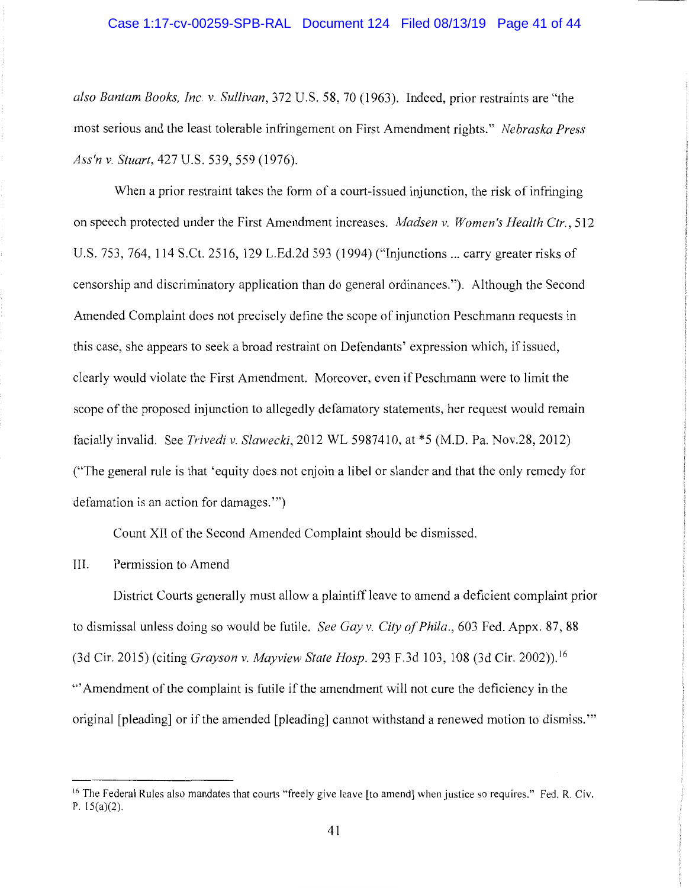*also Bantam Books, Inc. v. Sullivan*, 372 U.S. 58, 70 (1963). Indeed, prior restraints are "the most serious and the least tolerable infringement on First Amendment rights." *Nebraska Press Ass'n v. Stuart*, 427 U.S. 539, 559 (1976).

When a prior restraint takes the form of a court-issued injunction, the risk of infringing on speech protected under the First Amendment increases. *Madsen v. Women's Health Ctr.*, 512 U.S. 753, 764, 114 S.Ct. 2516, 129 L.Ed.2d 593 (1994) ("Injunctions ... carry greater risks of censorship and discriminatory application than do general ordinances."). Although the Second Amended Complaint does not precisely define the scope of injunction Peschmann requests in this case, she appears to seek a broad restraint on Defendants' expression which, if issued, clearly would violate the First Amendment. Moreover, even if Peschmann were to limit the scope of the proposed injunction to allegedly defamatory statements, her request would remain facially invalid. See *Trivedi v. Slawecki*, 2012 WL 5987410, at *5 (M.D. Pa. Nov.28, 2012) ("The general rule is that 'equity does not enjoin a libel or slander and that the only remedy for defamation is an action for damages.'")

Count XII of the Second Amended Complaint should be dismissed.

III. Permission to Amend

District Courts generally must allow a plaintiff leave to amend a deficient complaint prior to dismissal unless doing so would be futile. *See Gay v. City of Phila.*, 603 Fed. Appx. 87, 88 (3d Cir. 2015) (citing *Grayson v. Mayview State Hosp.* 293 F.3d 103, 108 (3d Cir. 2002)).[16] "'Amendment of the complaint is futile if the amendment will not cure the deficiency in the original [pleading] or if the amended [pleading] cannot withstand a renewed motion to dismiss.'"

---

[16] The Federal Rules also mandates that courts "freely give leave [to amend] when justice so requires." Fed. R. Civ. P. 15(a)(2).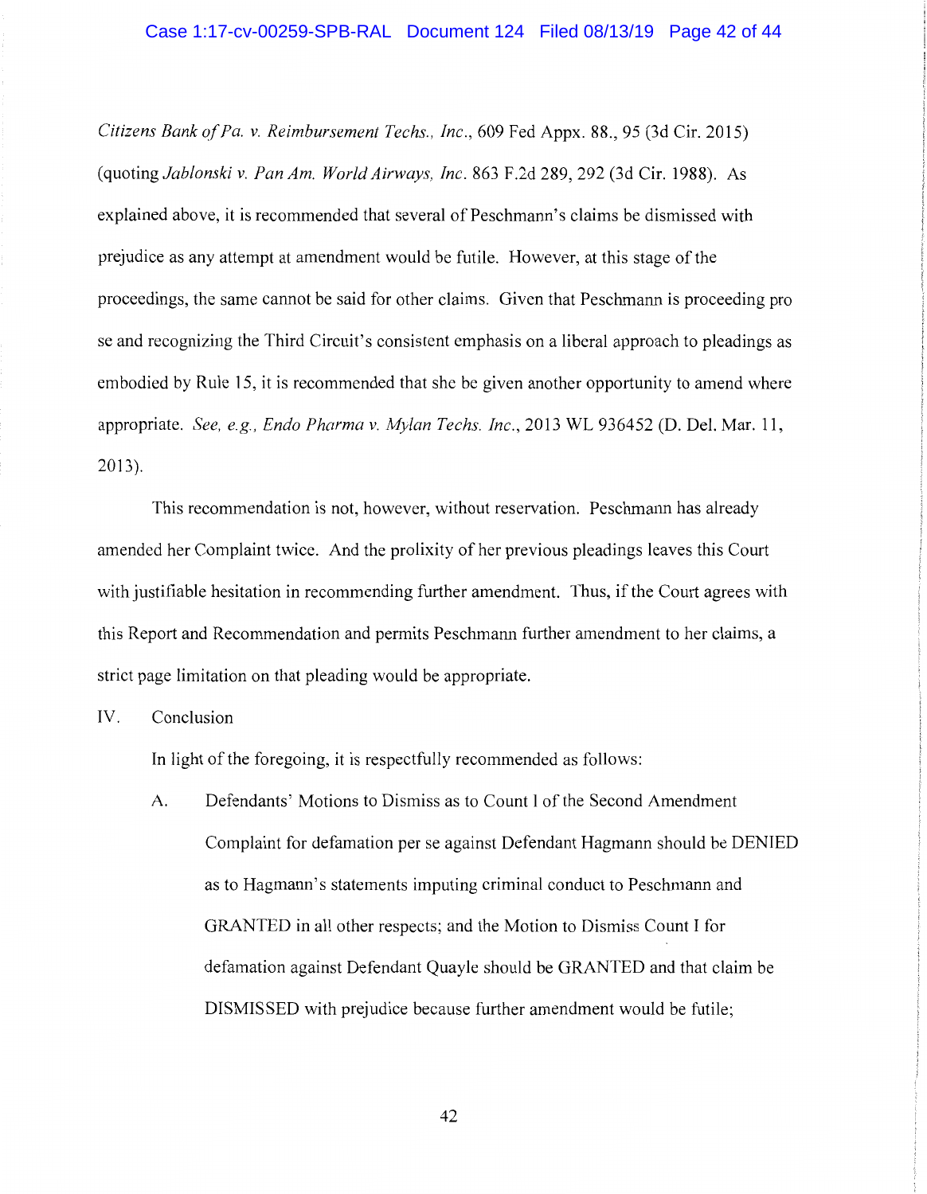*Citizens Bank of Pa. v. Reimbursement Techs., Inc.*, 609 Fed Appx. 88., 95 (3d Cir. 2015) (quoting *Jablonski v. Pan Am. World Airways, Inc.* 863 F.2d 289, 292 (3d Cir. 1988). As explained above, it is recommended that several of Peschmann's claims be dismissed with prejudice as any attempt at amendment would be futile. However, at this stage of the proceedings, the same cannot be said for other claims. Given that Peschmann is proceeding pro se and recognizing the Third Circuit's consistent emphasis on a liberal approach to pleadings as embodied by Rule 15, it is recommended that she be given another opportunity to amend where appropriate. *See, e.g., Endo Pharma v. Mylan Techs. Inc.*, 2013 WL 936452 (D. Del. Mar. 11, 2013).

This recommendation is not, however, without reservation. Peschmann has already amended her Complaint twice. And the prolixity of her previous pleadings leaves this Court with justifiable hesitation in recommending further amendment. Thus, if the Court agrees with this Report and Recommendation and permits Peschmann further amendment to her claims, a strict page limitation on that pleading would be appropriate.

## IV. Conclusion

In light of the foregoing, it is respectfully recommended as follows:

A. Defendants' Motions to Dismiss as to Count I of the Second Amendment Complaint for defamation per se against Defendant Hagmann should be DENIED as to Hagmann's statements imputing criminal conduct to Peschmann and GRANTED in all other respects; and the Motion to Dismiss Count I for defamation against Defendant Quayle should be GRANTED and that claim be DISMISSED with prejudice because further amendment would be futile;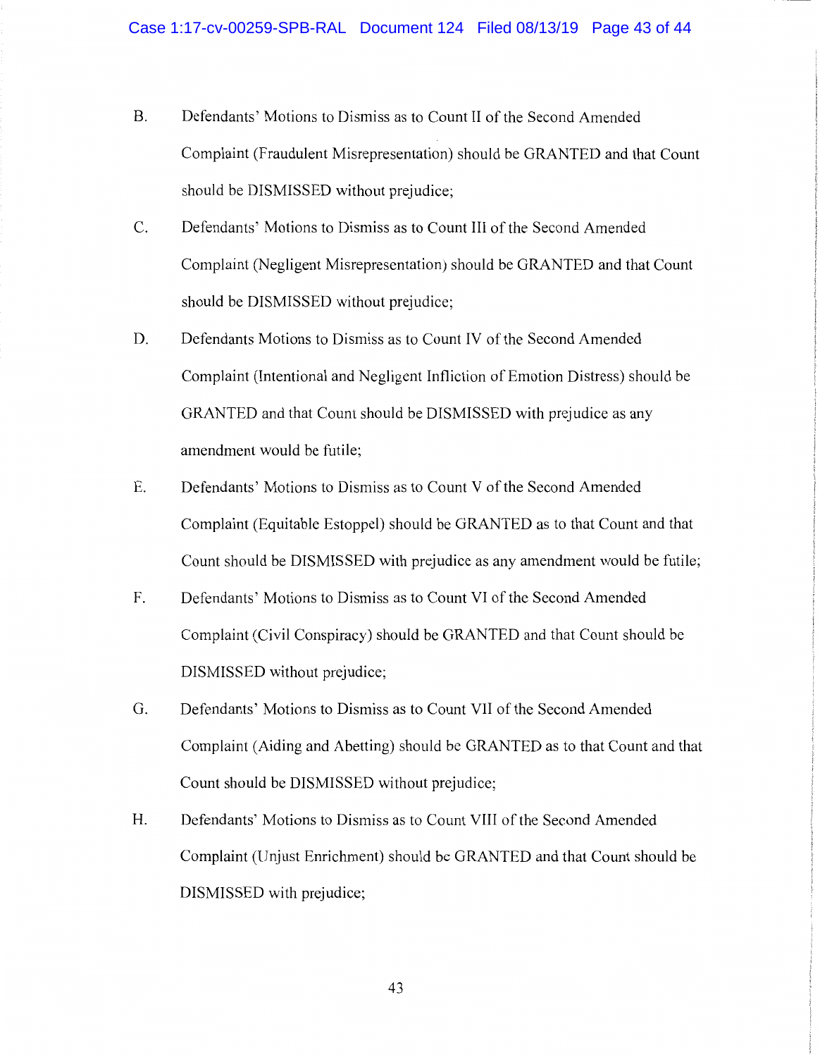B. Defendants' Motions to Dismiss as to Count II of the Second Amended Complaint (Fraudulent Misrepresentation) should be GRANTED and that Count should be DISMISSED without prejudice;

C. Defendants' Motions to Dismiss as to Count III of the Second Amended Complaint (Negligent Misrepresentation) should be GRANTED and that Count should be DISMISSED without prejudice;

D. Defendants Motions to Dismiss as to Count IV of the Second Amended Complaint (Intentional and Negligent Infliction of Emotion Distress) should be GRANTED and that Count should be DISMISSED with prejudice as any amendment would be futile;

E. Defendants' Motions to Dismiss as to Count V of the Second Amended Complaint (Equitable Estoppel) should be GRANTED as to that Count and that Count should be DISMISSED with prejudice as any amendment would be futile;

F. Defendants' Motions to Dismiss as to Count VI of the Second Amended Complaint (Civil Conspiracy) should be GRANTED and that Count should be DISMISSED without prejudice;

G. Defendants' Motions to Dismiss as to Count VII of the Second Amended Complaint (Aiding and Abetting) should be GRANTED as to that Count and that Count should be DISMISSED without prejudice;

H. Defendants' Motions to Dismiss as to Count VIII of the Second Amended Complaint (Unjust Enrichment) should be GRANTED and that Count should be DISMISSED with prejudice;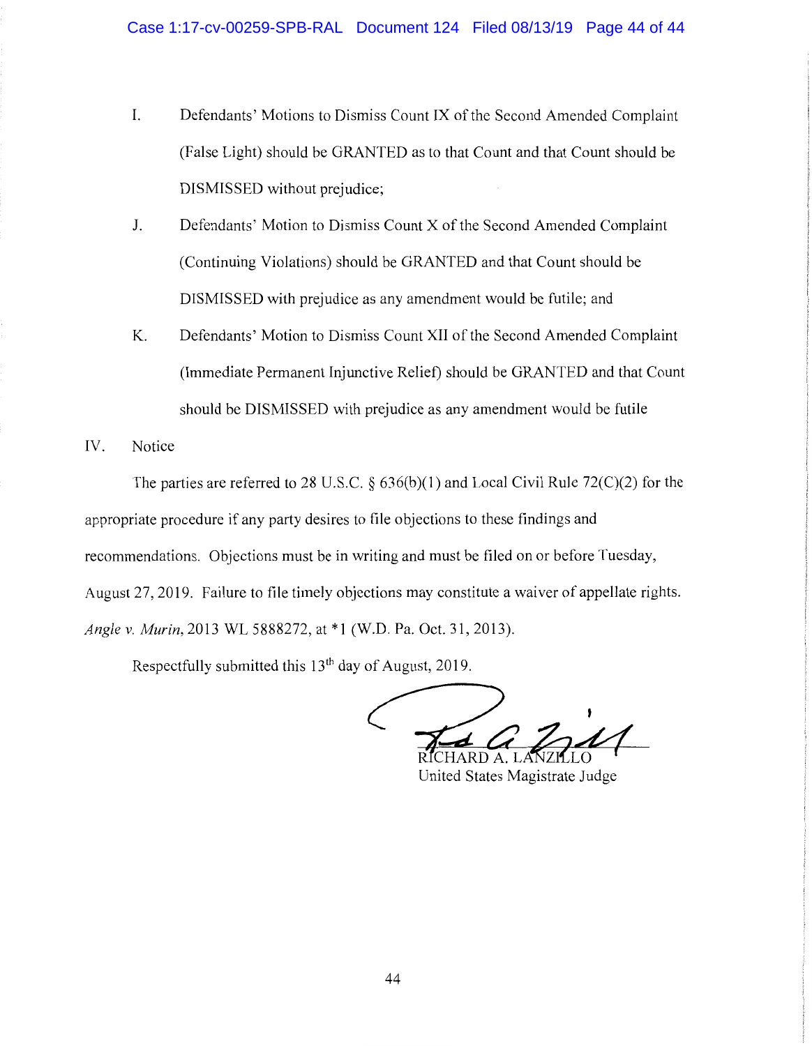I. Defendants' Motions to Dismiss Count IX of the Second Amended Complaint (False Light) should be GRANTED as to that Count and that Count should be DISMISSED without prejudice;

J. Defendants' Motion to Dismiss Count X of the Second Amended Complaint (Continuing Violations) should be GRANTED and that Count should be DISMISSED with prejudice as any amendment would be futile; and

K. Defendants' Motion to Dismiss Count XII of the Second Amended Complaint (Immediate Permanent Injunctive Relief) should be GRANTED and that Count should be DISMISSED with prejudice as any amendment would be futile

## IV. Notice

The parties are referred to 28 U.S.C. § 636(b)(1) and Local Civil Rule 72(C)(2) for the appropriate procedure if any party desires to file objections to these findings and recommendations. Objections must be in writing and must be filed on or before Tuesday, August 27, 2019. Failure to file timely objections may constitute a waiver of appellate rights. *Angle v. Murin*, 2013 WL 5888272, at *1 (W.D. Pa. Oct. 31, 2013).

Respectfully submitted this 13th day of August, 2019.

RICHARD A. LANZILLO
United States Magistrate Judge